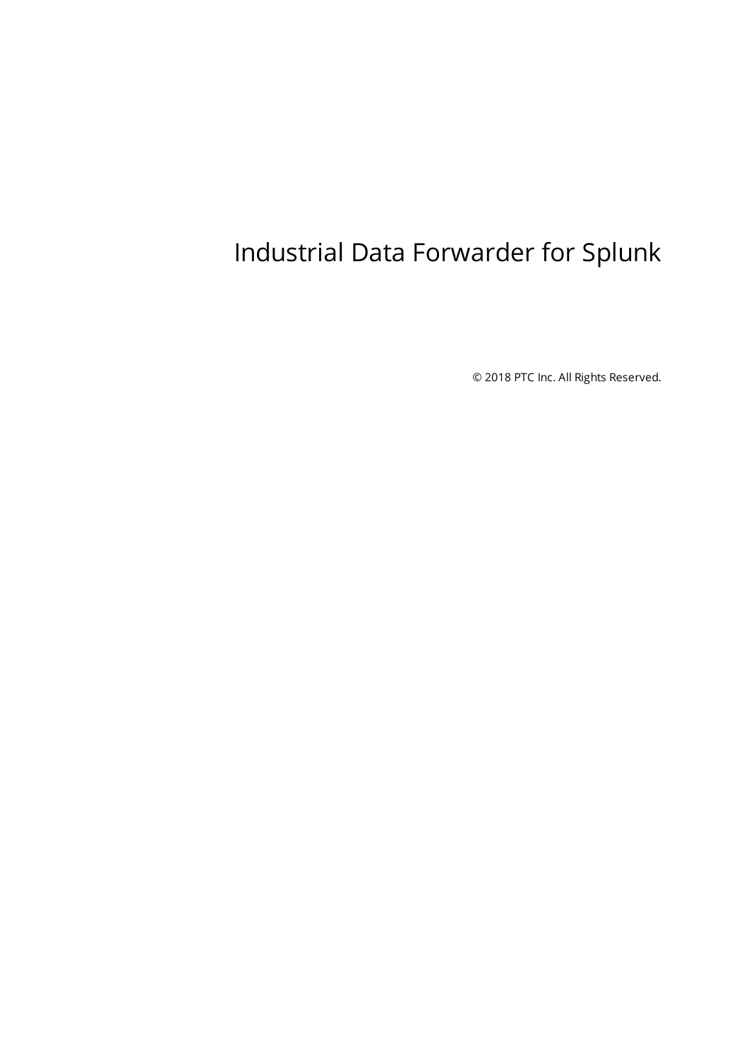# Industrial Data Forwarder for Splunk

© 2018 PTC Inc. All Rights Reserved.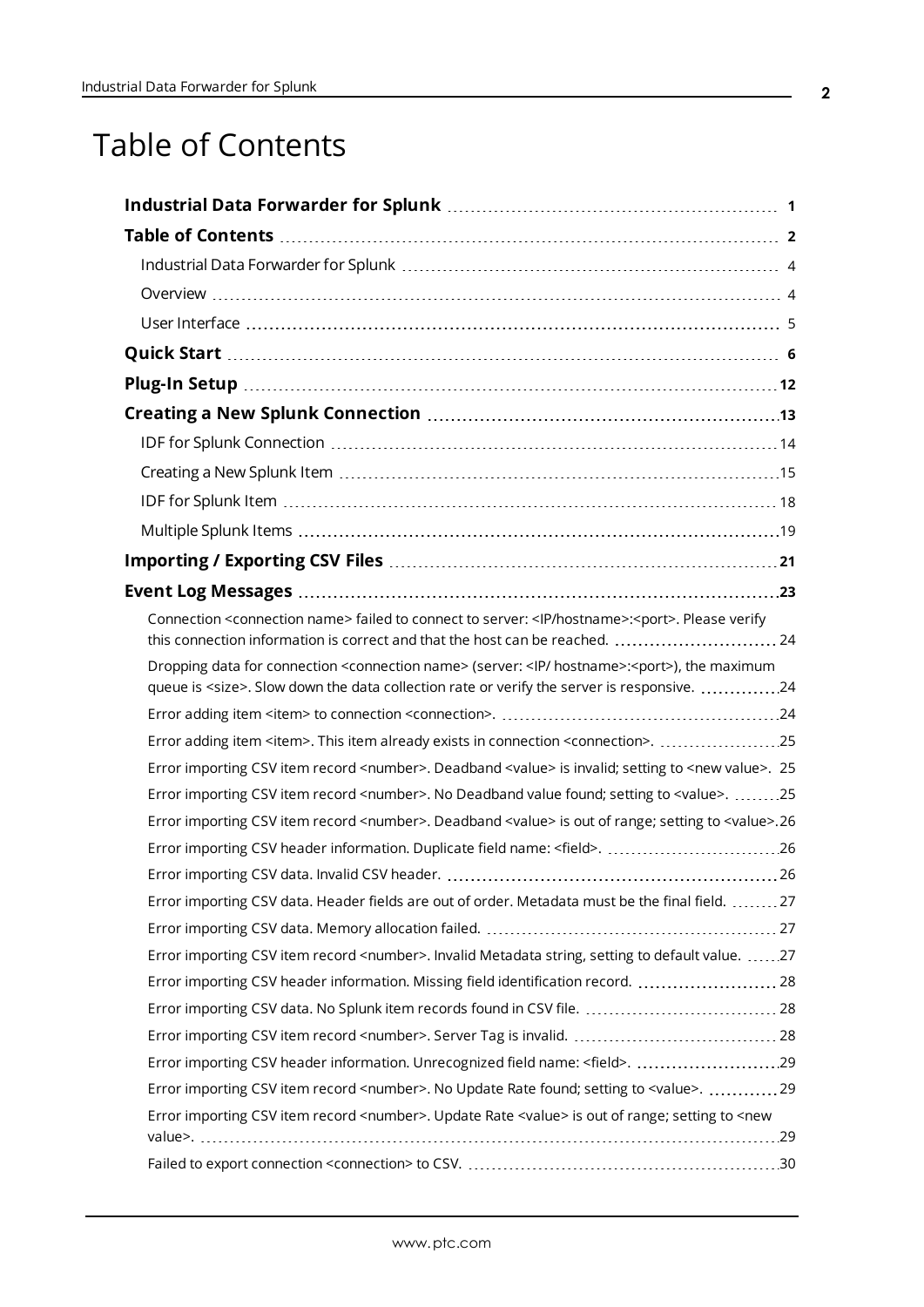# Table of Contents

**Industrial Data Forwarder for Splunk** ..... 1

**Table of Contents** ..... 2

Industrial Data Forwarder for Splunk ..... 4

Overview ..... 4

User Interface ..... 5

**Quick Start** ..... 6

**Plug-In Setup** ..... 12

**Creating a New Splunk Connection** ..... 13

IDF for Splunk Connection ..... 14

Creating a New Splunk Item ..... 15

IDF for Splunk Item ..... 18

Multiple Splunk Items ..... 19

**Importing / Exporting CSV Files** ..... 21

**Event Log Messages** ..... 23

Connection <connection name> failed to connect to server: <IP/hostname>:<port>. Please verify this connection information is correct and that the host can be reached. ..... 24

Dropping data for connection <connection name> (server: <IP/ hostname>:<port>), the maximum queue is <size>. Slow down the data collection rate or verify the server is responsive. ..... 24

Error adding item <item> to connection <connection>. ..... 24

Error adding item <item>. This item already exists in connection <connection>. ..... 25

Error importing CSV item record <number>. Deadband <value> is invalid; setting to <new value>. ..... 25

Error importing CSV item record <number>. No Deadband value found; setting to <value>. ..... 25

Error importing CSV item record <number>. Deadband <value> is out of range; setting to <value>. ..... 26

Error importing CSV header information. Duplicate field name: <field>. ..... 26

Error importing CSV data. Invalid CSV header. ..... 26

Error importing CSV data. Header fields are out of order. Metadata must be the final field. ..... 27

Error importing CSV data. Memory allocation failed. ..... 27

Error importing CSV item record <number>. Invalid Metadata string, setting to default value. ..... 27

Error importing CSV header information. Missing field identification record. ..... 28

Error importing CSV data. No Splunk item records found in CSV file. ..... 28

Error importing CSV item record <number>. Server Tag is invalid. ..... 28

Error importing CSV header information. Unrecognized field name: <field>. ..... 29

Error importing CSV item record <number>. No Update Rate found; setting to <value>. ..... 29

Error importing CSV item record <number>. Update Rate <value> is out of range; setting to <new value>. ..... 29

Failed to export connection <connection> to CSV. ..... 30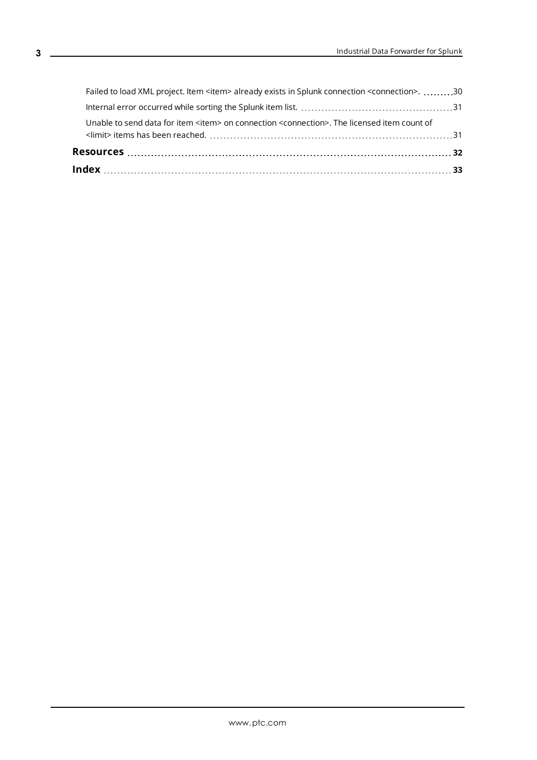Failed to load XML project. Item <item> already exists in Splunk connection <connection>. 30

Internal error occurred while sorting the Splunk item list. 31

Unable to send data for item <item> on connection <connection>. The licensed item count of <limit> items has been reached. 31

**Resources** 32

**Index** 33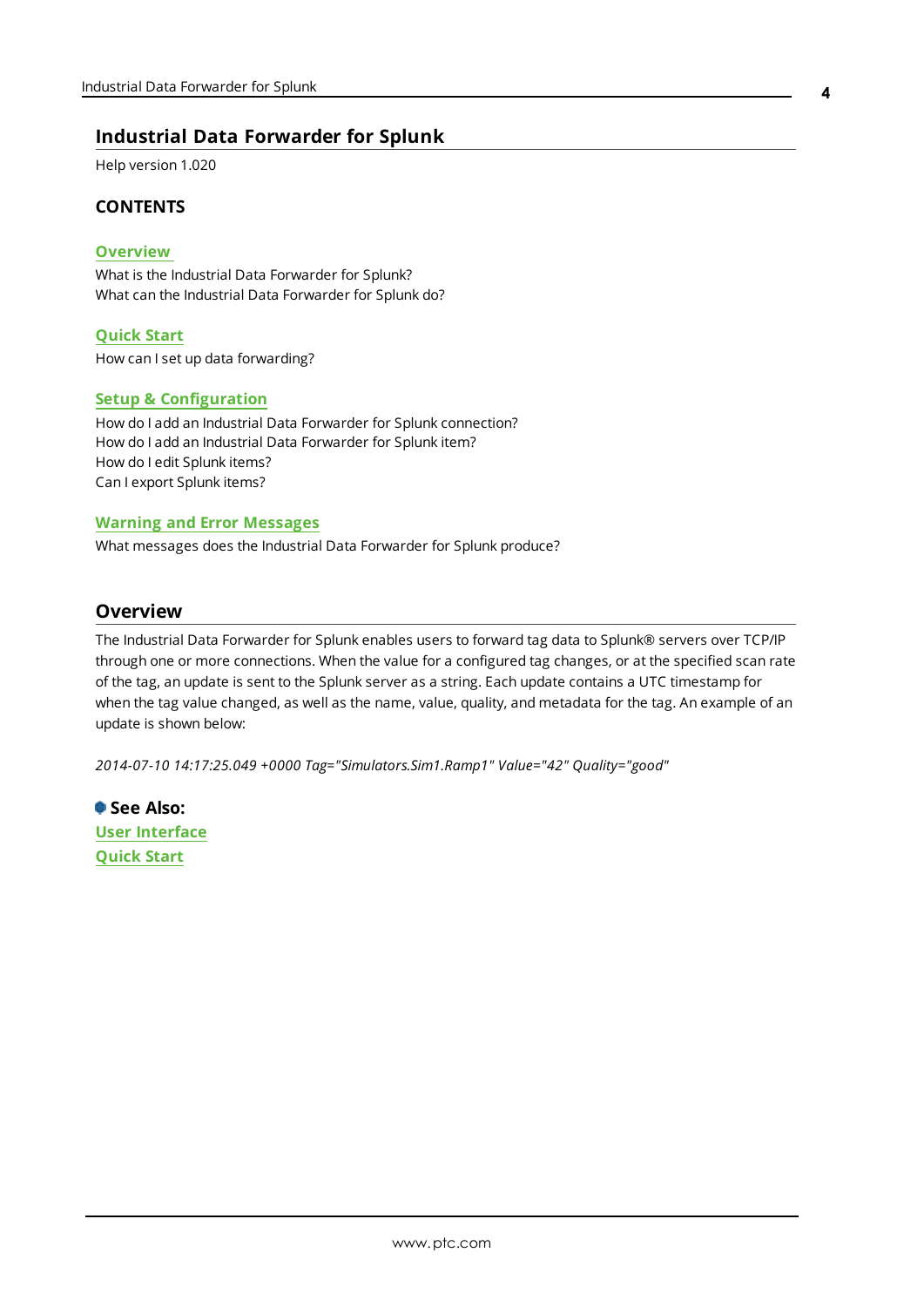# Industrial Data Forwarder for Splunk

Help version 1.020

**CONTENTS**

**Overview**
What is the Industrial Data Forwarder for Splunk?
What can the Industrial Data Forwarder for Splunk do?

**Quick Start**
How can I set up data forwarding?

**Setup & Configuration**
How do I add an Industrial Data Forwarder for Splunk connection?
How do I add an Industrial Data Forwarder for Splunk item?
How do I edit Splunk items?
Can I export Splunk items?

**Warning and Error Messages**
What messages does the Industrial Data Forwarder for Splunk produce?

## Overview

The Industrial Data Forwarder for Splunk enables users to forward tag data to Splunk® servers over TCP/IP through one or more connections. When the value for a configured tag changes, or at the specified scan rate of the tag, an update is sent to the Splunk server as a string. Each update contains a UTC timestamp for when the tag value changed, as well as the name, value, quality, and metadata for the tag. An example of an update is shown below:

*2014-07-10 14:17:25.049 +0000 Tag="Simulators.Sim1.Ramp1" Value="42" Quality="good"*

**See Also:**
**User Interface**
**Quick Start**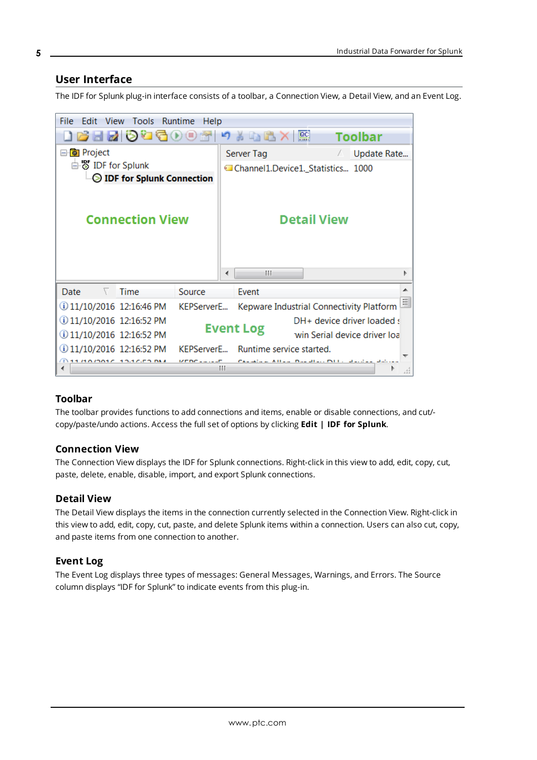## User Interface

The IDF for Splunk plug-in interface consists of a toolbar, a Connection View, a Detail View, and an Event Log.

### Toolbar

The toolbar provides functions to add connections and items, enable or disable connections, and cut/-copy/paste/undo actions. Access the full set of options by clicking **Edit | IDF for Splunk**.

### Connection View

The Connection View displays the IDF for Splunk connections. Right-click in this view to add, edit, copy, cut, paste, delete, enable, disable, import, and export Splunk connections.

### Detail View

The Detail View displays the items in the connection currently selected in the Connection View. Right-click in this view to add, edit, copy, cut, paste, and delete Splunk items within a connection. Users can also cut, copy, and paste items from one connection to another.

### Event Log

The Event Log displays three types of messages: General Messages, Warnings, and Errors. The Source column displays "IDF for Splunk" to indicate events from this plug-in.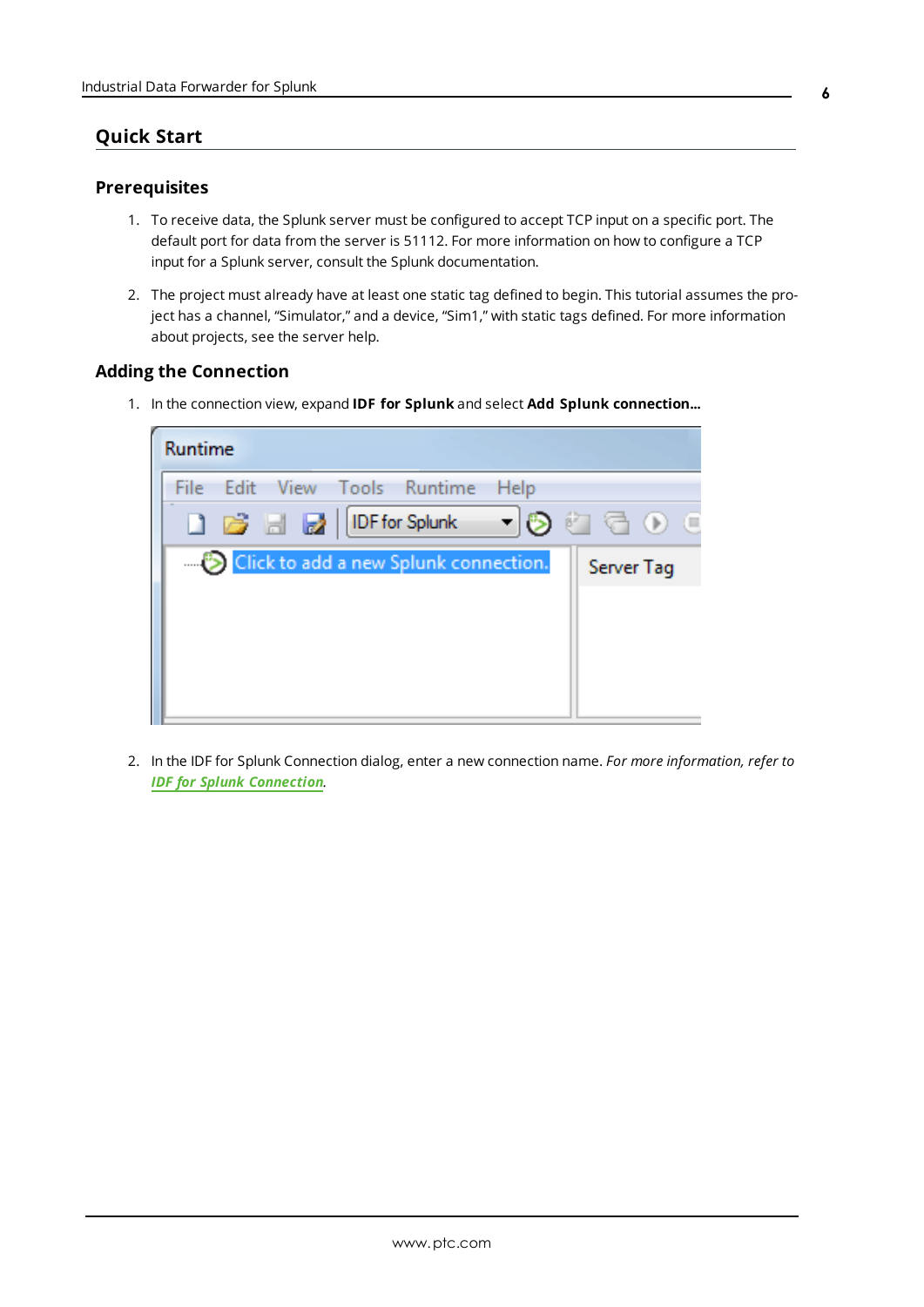## Quick Start

### Prerequisites

1. To receive data, the Splunk server must be configured to accept TCP input on a specific port. The default port for data from the server is 51112. For more information on how to configure a TCP input for a Splunk server, consult the Splunk documentation.

2. The project must already have at least one static tag defined to begin. This tutorial assumes the project has a channel, "Simulator," and a device, "Sim1," with static tags defined. For more information about projects, see the server help.

### Adding the Connection

1. In the connection view, expand **IDF for Splunk** and select **Add Splunk connection...**

2. In the IDF for Splunk Connection dialog, enter a new connection name. *For more information, refer to **IDF for Splunk Connection**.*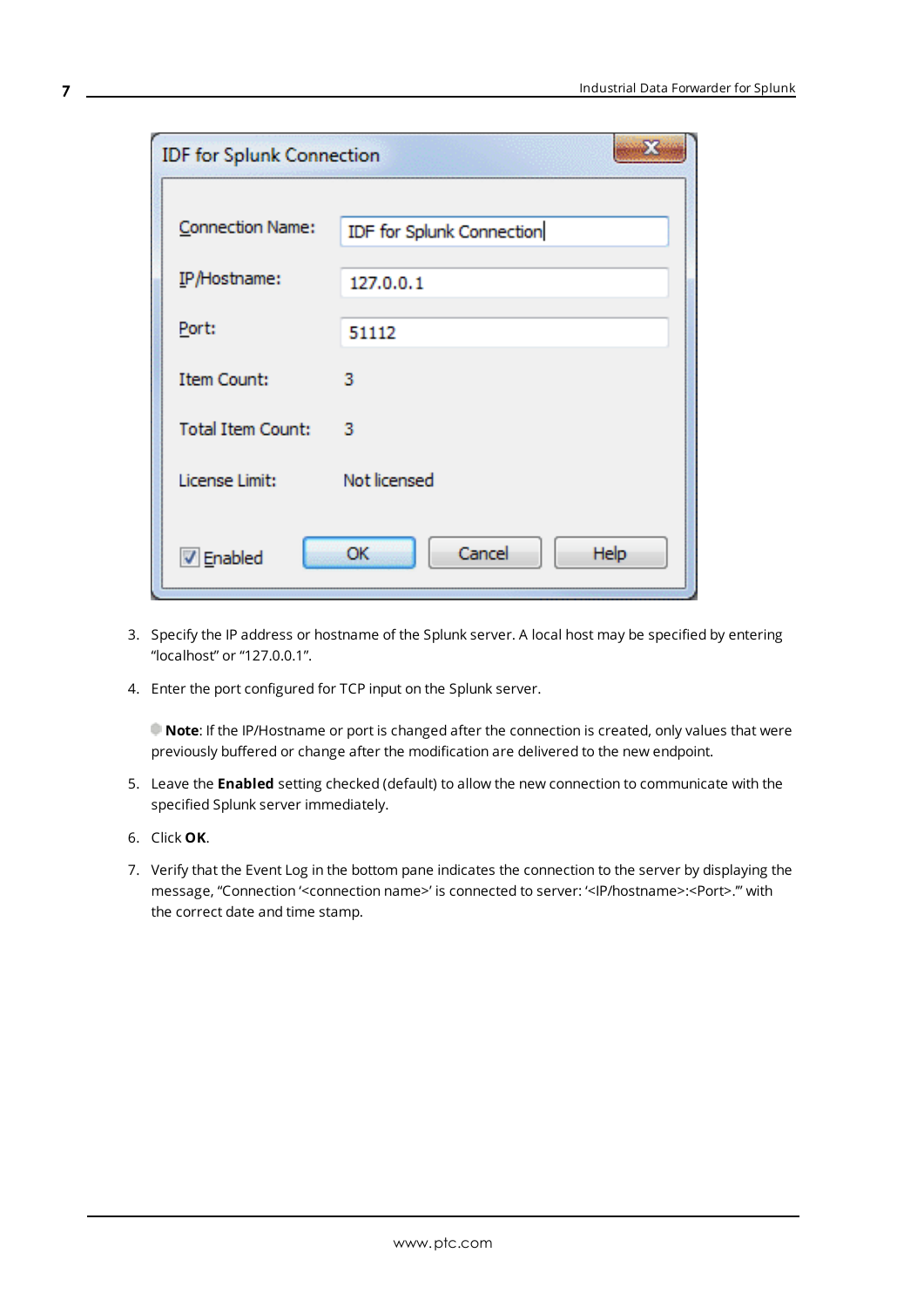3. Specify the IP address or hostname of the Splunk server. A local host may be specified by entering "localhost" or "127.0.0.1".

4. Enter the port configured for TCP input on the Splunk server.

   **Note**: If the IP/Hostname or port is changed after the connection is created, only values that were previously buffered or change after the modification are delivered to the new endpoint.

5. Leave the **Enabled** setting checked (default) to allow the new connection to communicate with the specified Splunk server immediately.

6. Click **OK**.

7. Verify that the Event Log in the bottom pane indicates the connection to the server by displaying the message, "Connection '<connection name>' is connected to server: '<IP/hostname>:<Port>.'" with the correct date and time stamp.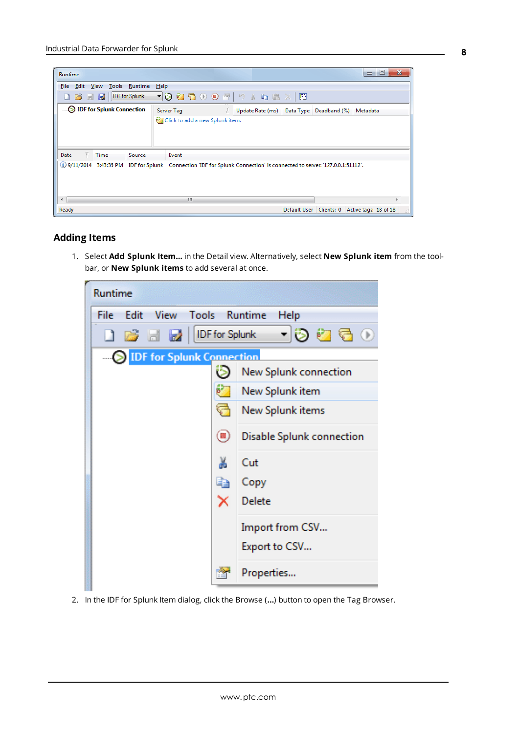## Adding Items

1. Select **Add Splunk Item...** in the Detail view. Alternatively, select **New Splunk item** from the toolbar, or **New Splunk items** to add several at once.

2. In the IDF for Splunk Item dialog, click the Browse (**...**) button to open the Tag Browser.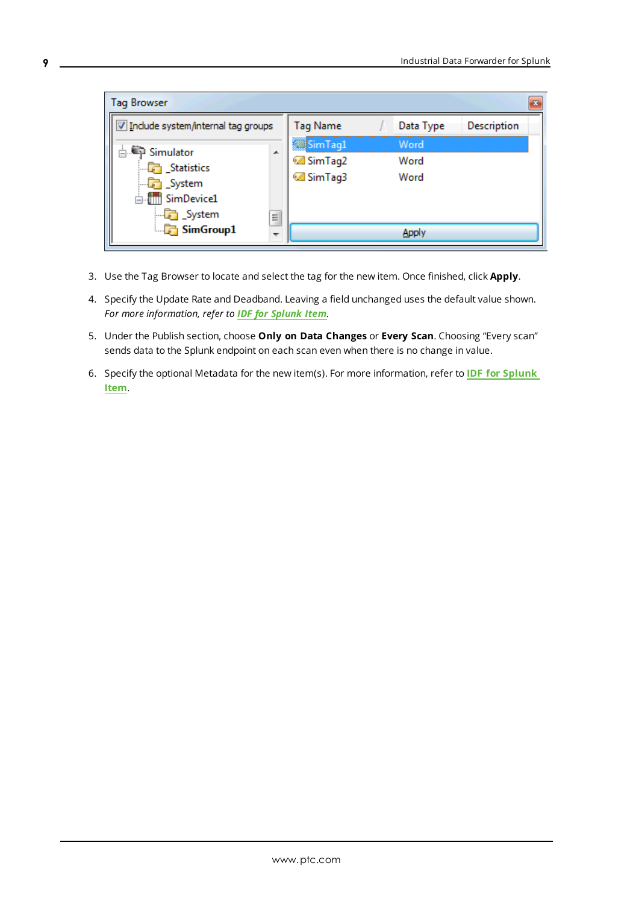3. Use the Tag Browser to locate and select the tag for the new item. Once finished, click **Apply**.

4. Specify the Update Rate and Deadband. Leaving a field unchanged uses the default value shown. *For more information, refer to **IDF for Splunk Item**.*

5. Under the Publish section, choose **Only on Data Changes** or **Every Scan**. Choosing "Every scan" sends data to the Splunk endpoint on each scan even when there is no change in value.

6. Specify the optional Metadata for the new item(s). For more information, refer to **IDF for Splunk Item**.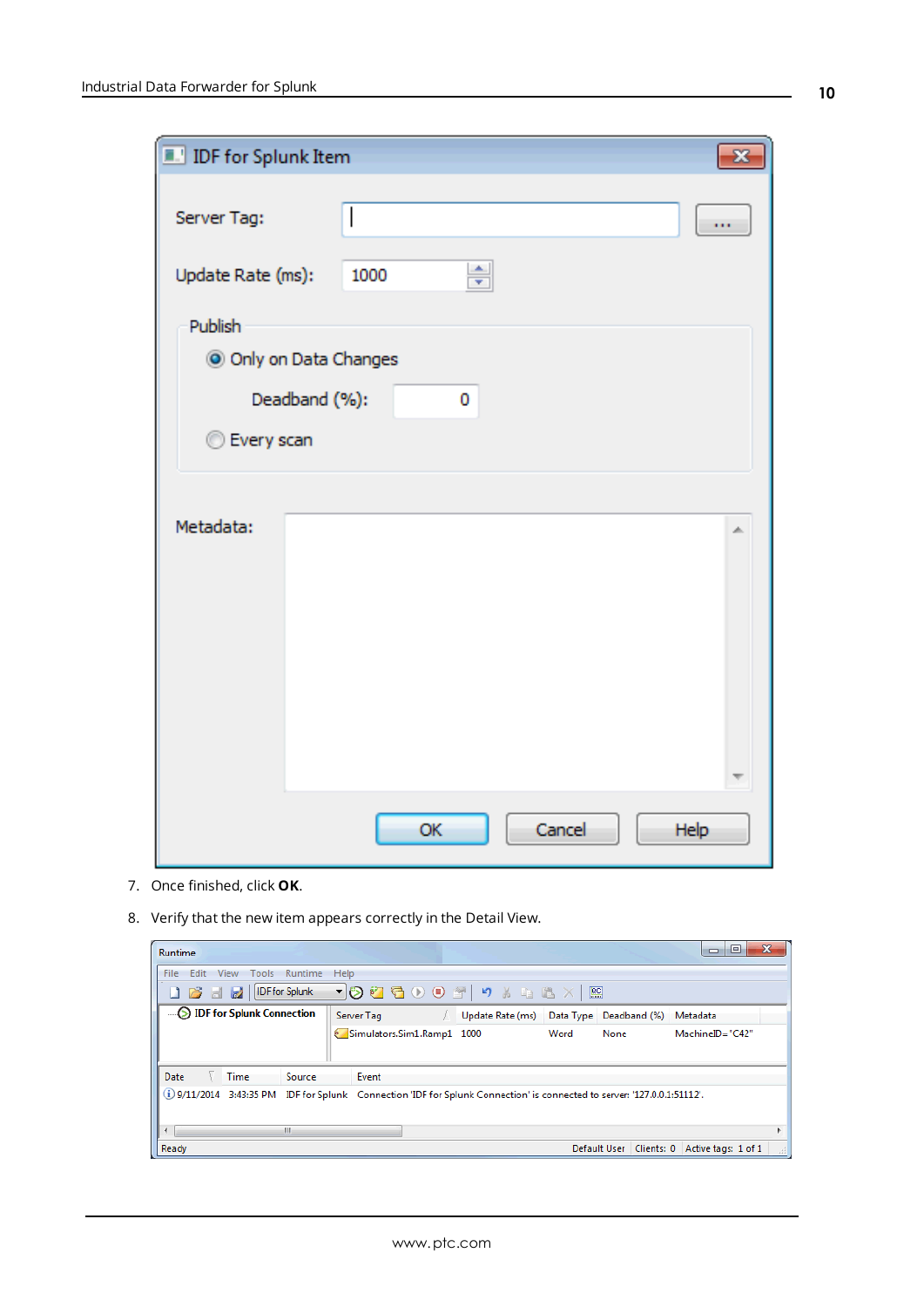7. Once finished, click **OK**.

8. Verify that the new item appears correctly in the Detail View.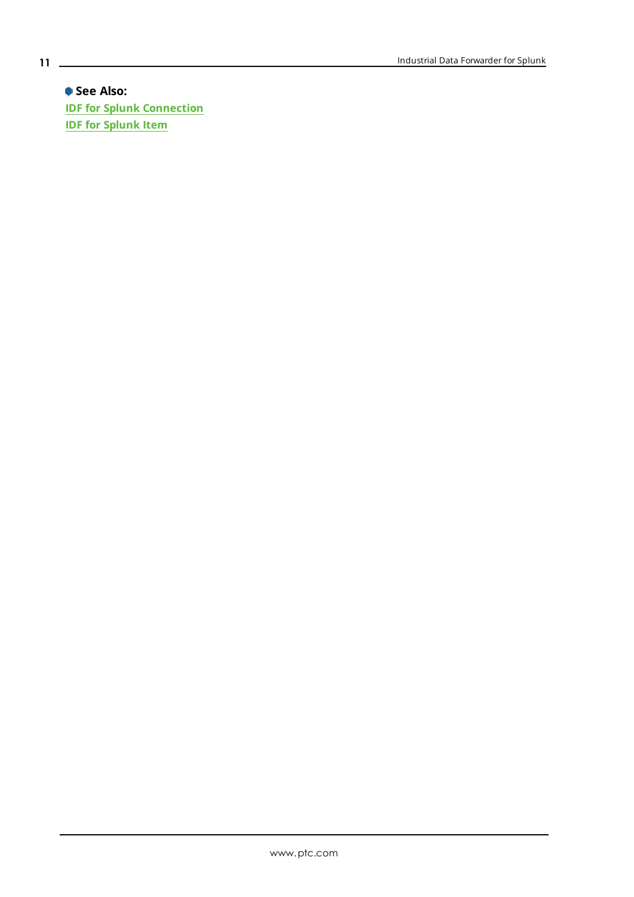**See Also:**

IDF for Splunk Connection

IDF for Splunk Item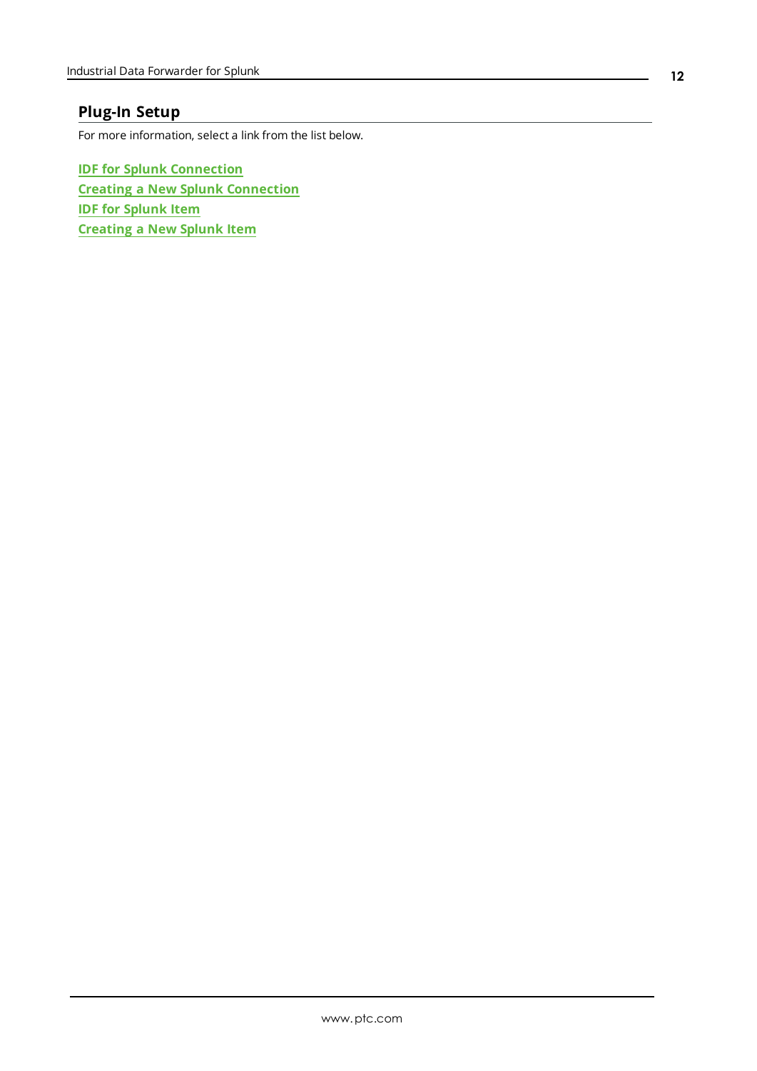## Plug-In Setup

For more information, select a link from the list below.

**IDF for Splunk Connection**
**Creating a New Splunk Connection**
**IDF for Splunk Item**
**Creating a New Splunk Item**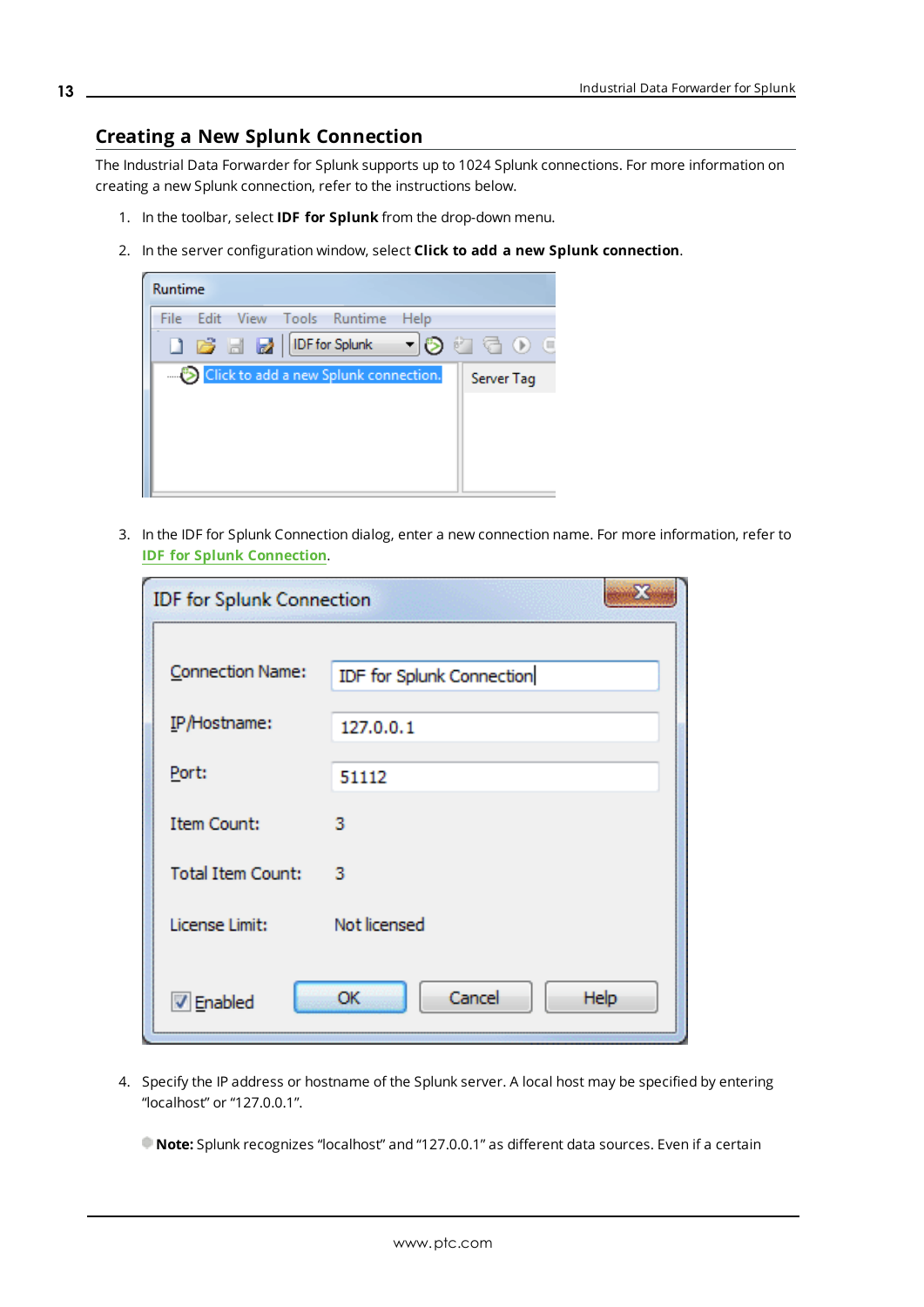## Creating a New Splunk Connection

The Industrial Data Forwarder for Splunk supports up to 1024 Splunk connections. For more information on creating a new Splunk connection, refer to the instructions below.

1. In the toolbar, select **IDF for Splunk** from the drop-down menu.
2. In the server configuration window, select **Click to add a new Splunk connection**.
3. In the IDF for Splunk Connection dialog, enter a new connection name. For more information, refer to **IDF for Splunk Connection**.
4. Specify the IP address or hostname of the Splunk server. A local host may be specified by entering "localhost" or "127.0.0.1".

**Note:** Splunk recognizes "localhost" and "127.0.0.1" as different data sources. Even if a certain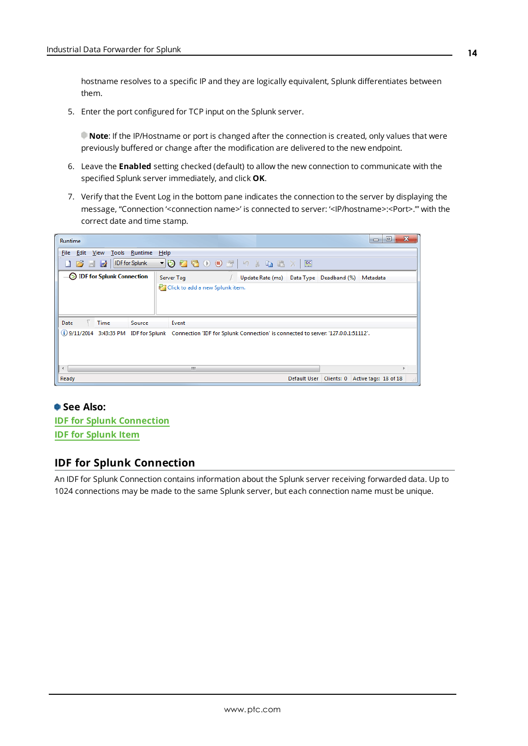hostname resolves to a specific IP and they are logically equivalent, Splunk differentiates between them.

5. Enter the port configured for TCP input on the Splunk server.

   **Note**: If the IP/Hostname or port is changed after the connection is created, only values that were previously buffered or change after the modification are delivered to the new endpoint.

6. Leave the **Enabled** setting checked (default) to allow the new connection to communicate with the specified Splunk server immediately, and click **OK**.

7. Verify that the Event Log in the bottom pane indicates the connection to the server by displaying the message, “Connection '<connection name>' is connected to server: '<IP/hostname>:<Port>.'” with the correct date and time stamp.

**See Also:**

IDF for Splunk Connection

IDF for Splunk Item

## IDF for Splunk Connection

An IDF for Splunk Connection contains information about the Splunk server receiving forwarded data. Up to 1024 connections may be made to the same Splunk server, but each connection name must be unique.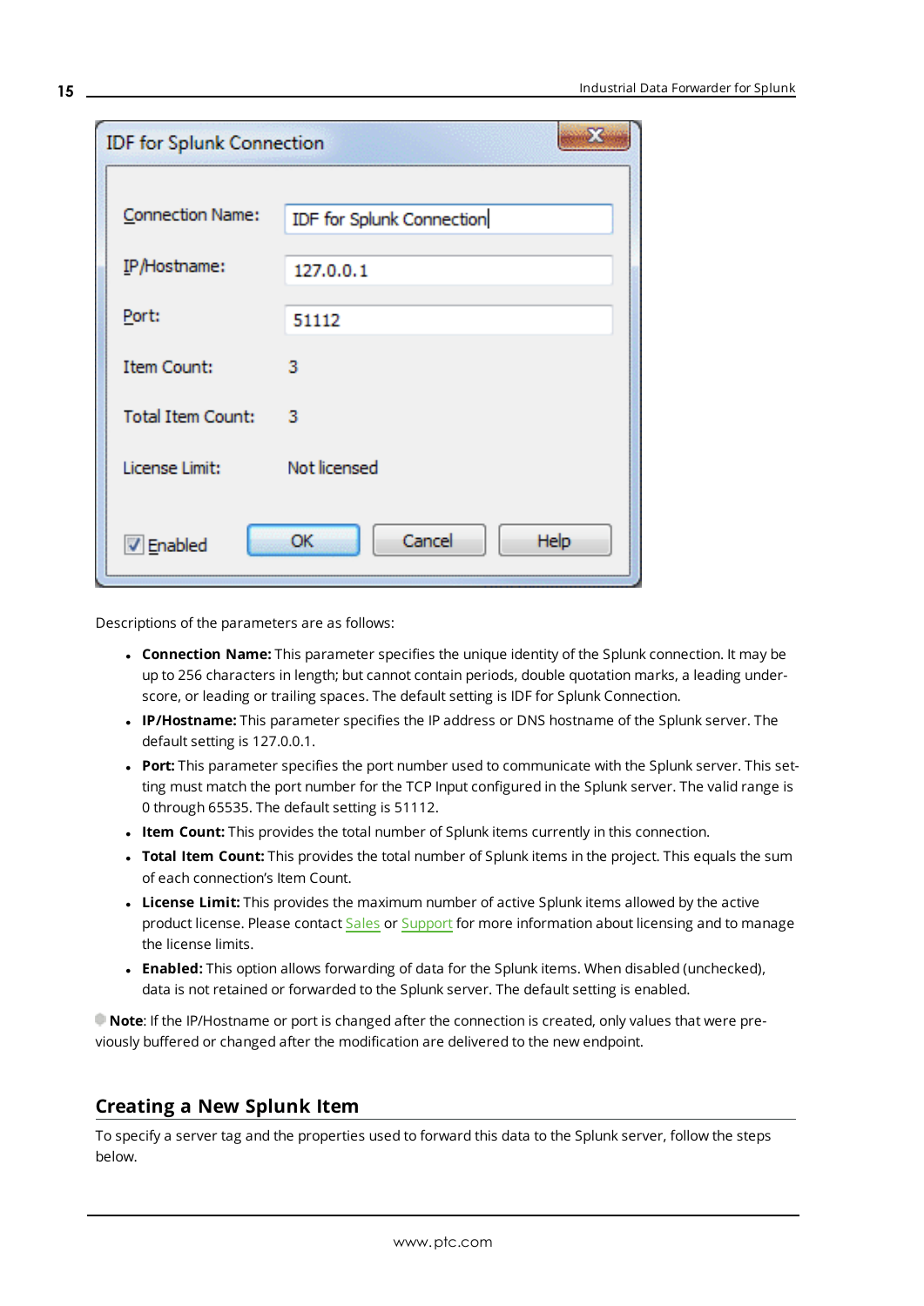Descriptions of the parameters are as follows:

- **Connection Name:** This parameter specifies the unique identity of the Splunk connection. It may be up to 256 characters in length; but cannot contain periods, double quotation marks, a leading underscore, or leading or trailing spaces. The default setting is IDF for Splunk Connection.
- **IP/Hostname:** This parameter specifies the IP address or DNS hostname of the Splunk server. The default setting is 127.0.0.1.
- **Port:** This parameter specifies the port number used to communicate with the Splunk server. This setting must match the port number for the TCP Input configured in the Splunk server. The valid range is 0 through 65535. The default setting is 51112.
- **Item Count:** This provides the total number of Splunk items currently in this connection.
- **Total Item Count:** This provides the total number of Splunk items in the project. This equals the sum of each connection's Item Count.
- **License Limit:** This provides the maximum number of active Splunk items allowed by the active product license. Please contact Sales or Support for more information about licensing and to manage the license limits.
- **Enabled:** This option allows forwarding of data for the Splunk items. When disabled (unchecked), data is not retained or forwarded to the Splunk server. The default setting is enabled.

**Note**: If the IP/Hostname or port is changed after the connection is created, only values that were previously buffered or changed after the modification are delivered to the new endpoint.

## Creating a New Splunk Item

To specify a server tag and the properties used to forward this data to the Splunk server, follow the steps below.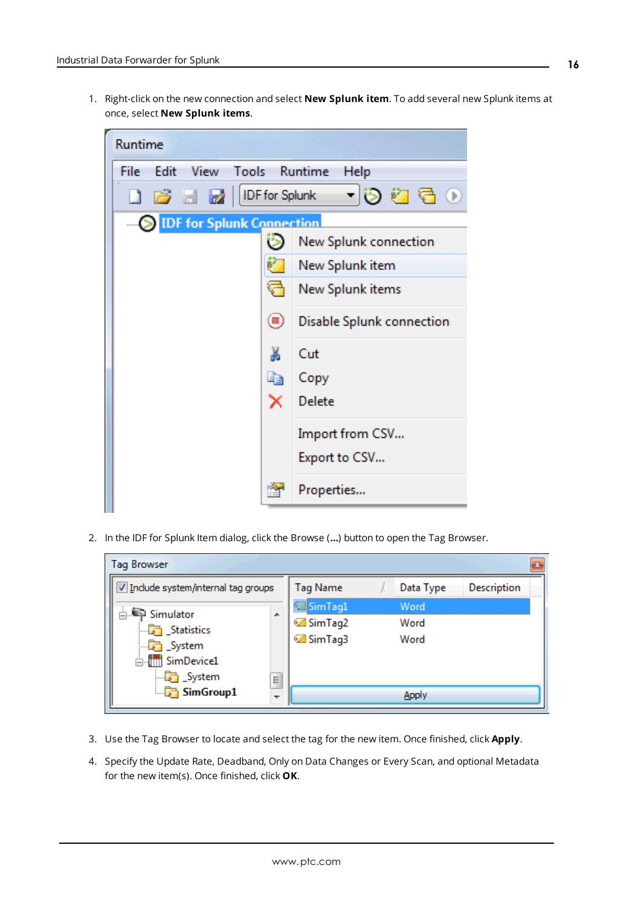1. Right-click on the new connection and select **New Splunk item**. To add several new Splunk items at once, select **New Splunk items**.

2. In the IDF for Splunk Item dialog, click the Browse (**...**) button to open the Tag Browser.

3. Use the Tag Browser to locate and select the tag for the new item. Once finished, click **Apply**.

4. Specify the Update Rate, Deadband, Only on Data Changes or Every Scan, and optional Metadata for the new item(s). Once finished, click **OK**.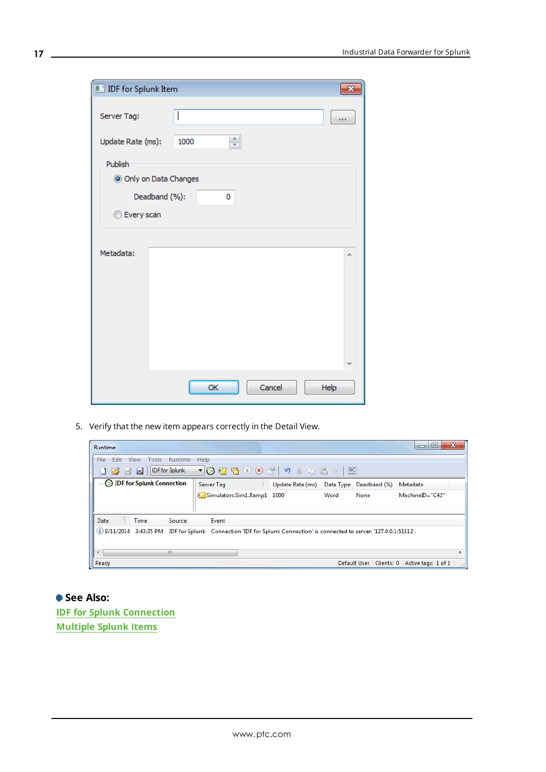5. Verify that the new item appears correctly in the Detail View.

## See Also:

IDF for Splunk Connection

Multiple Splunk Items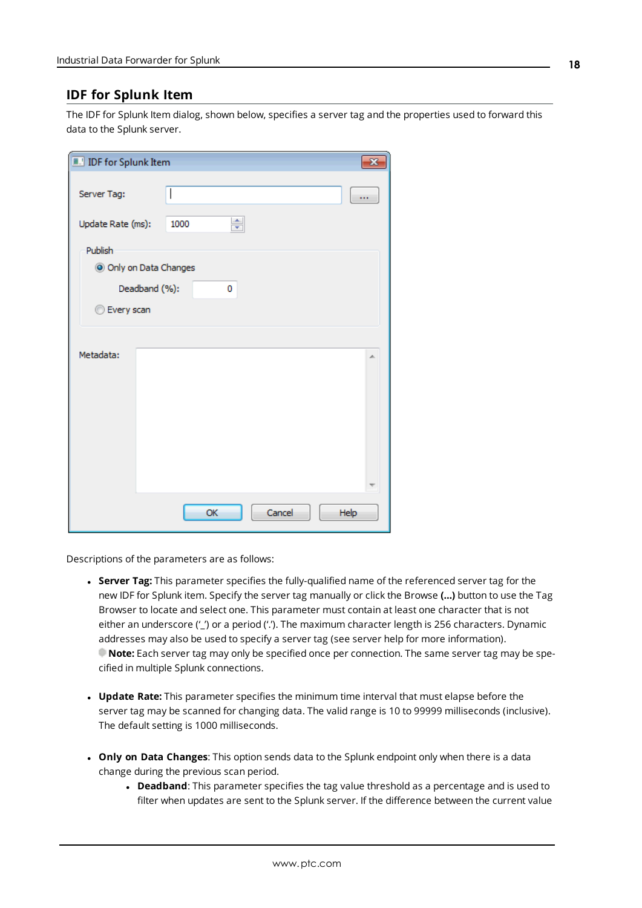## IDF for Splunk Item

The IDF for Splunk Item dialog, shown below, specifies a server tag and the properties used to forward this data to the Splunk server.

Descriptions of the parameters are as follows:

- **Server Tag:** This parameter specifies the fully-qualified name of the referenced server tag for the new IDF for Splunk item. Specify the server tag manually or click the Browse **(...)** button to use the Tag Browser to locate and select one. This parameter must contain at least one character that is not either an underscore ('_') or a period ('.'). The maximum character length is 256 characters. Dynamic addresses may also be used to specify a server tag (see server help for more information).
  **Note:** Each server tag may only be specified once per connection. The same server tag may be specified in multiple Splunk connections.

- **Update Rate:** This parameter specifies the minimum time interval that must elapse before the server tag may be scanned for changing data. The valid range is 10 to 99999 milliseconds (inclusive). The default setting is 1000 milliseconds.

- **Only on Data Changes**: This option sends data to the Splunk endpoint only when there is a data change during the previous scan period.
  - **Deadband**: This parameter specifies the tag value threshold as a percentage and is used to filter when updates are sent to the Splunk server. If the difference between the current value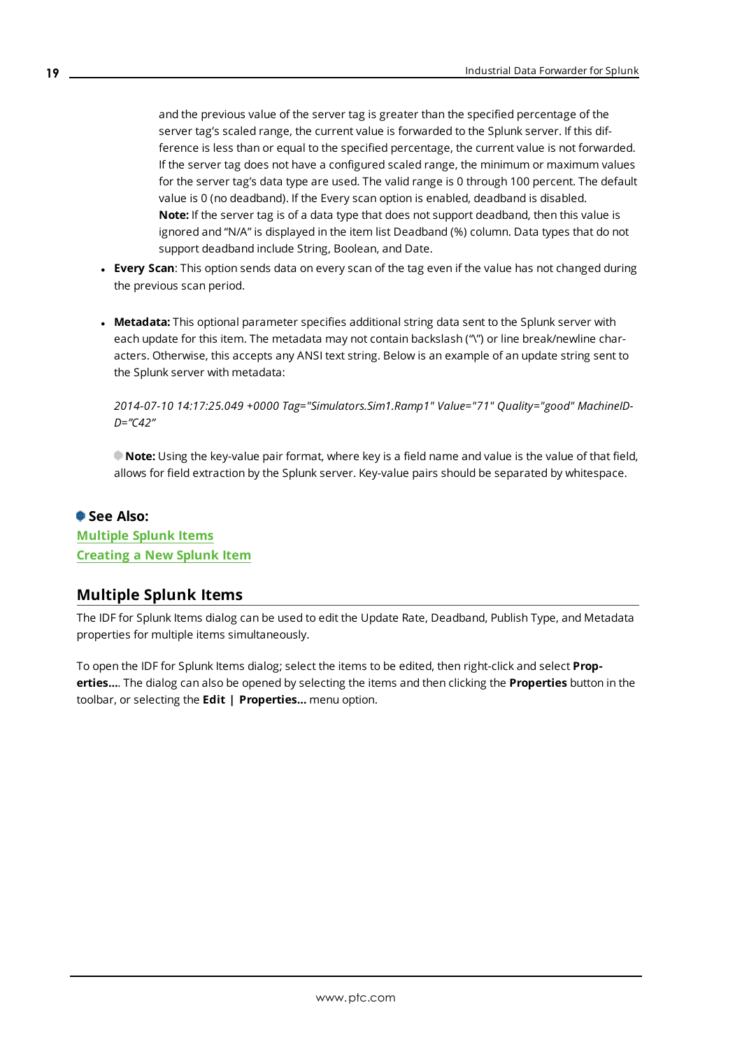and the previous value of the server tag is greater than the specified percentage of the server tag's scaled range, the current value is forwarded to the Splunk server. If this difference is less than or equal to the specified percentage, the current value is not forwarded. If the server tag does not have a configured scaled range, the minimum or maximum values for the server tag's data type are used. The valid range is 0 through 100 percent. The default value is 0 (no deadband). If the Every scan option is enabled, deadband is disabled.
**Note:** If the server tag is of a data type that does not support deadband, then this value is ignored and "N/A" is displayed in the item list Deadband (%) column. Data types that do not support deadband include String, Boolean, and Date.

- **Every Scan**: This option sends data on every scan of the tag even if the value has not changed during the previous scan period.

- **Metadata:** This optional parameter specifies additional string data sent to the Splunk server with each update for this item. The metadata may not contain backslash ("\") or line break/newline characters. Otherwise, this accepts any ANSI text string. Below is an example of an update string sent to the Splunk server with metadata:

  *2014-07-10 14:17:25.049 +0000 Tag="Simulators.Sim1.Ramp1" Value="71" Quality="good" MachineID-D="C42"*

  **Note:** Using the key-value pair format, where key is a field name and value is the value of that field, allows for field extraction by the Splunk server. Key-value pairs should be separated by whitespace.

**See Also:**
Multiple Splunk Items
Creating a New Splunk Item

## Multiple Splunk Items

The IDF for Splunk Items dialog can be used to edit the Update Rate, Deadband, Publish Type, and Metadata properties for multiple items simultaneously.

To open the IDF for Splunk Items dialog; select the items to be edited, then right-click and select **Properties...**. The dialog can also be opened by selecting the items and then clicking the **Properties** button in the toolbar, or selecting the **Edit | Properties...** menu option.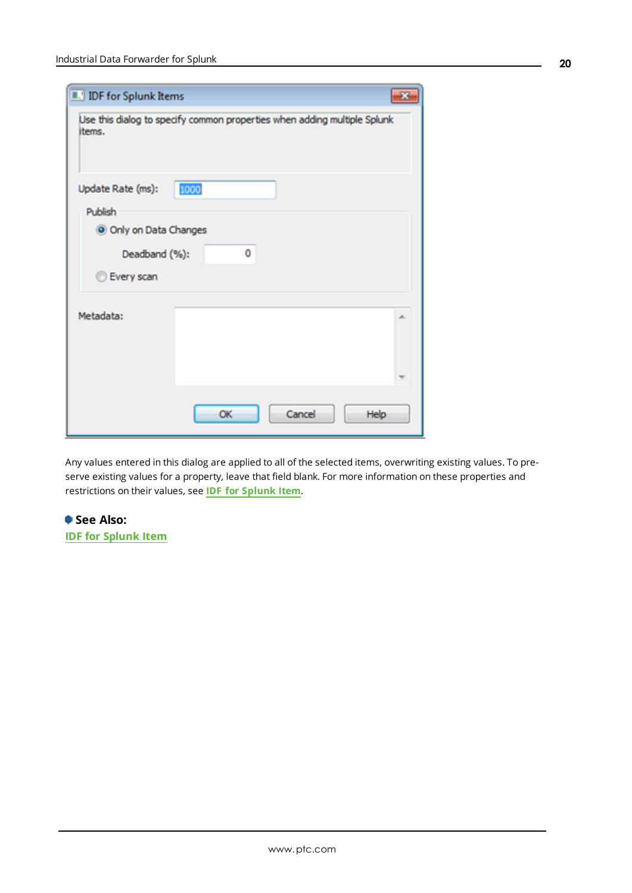Any values entered in this dialog are applied to all of the selected items, overwriting existing values. To preserve existing values for a property, leave that field blank. For more information on these properties and restrictions on their values, see **IDF for Splunk Item**.

**See Also:**

**IDF for Splunk Item**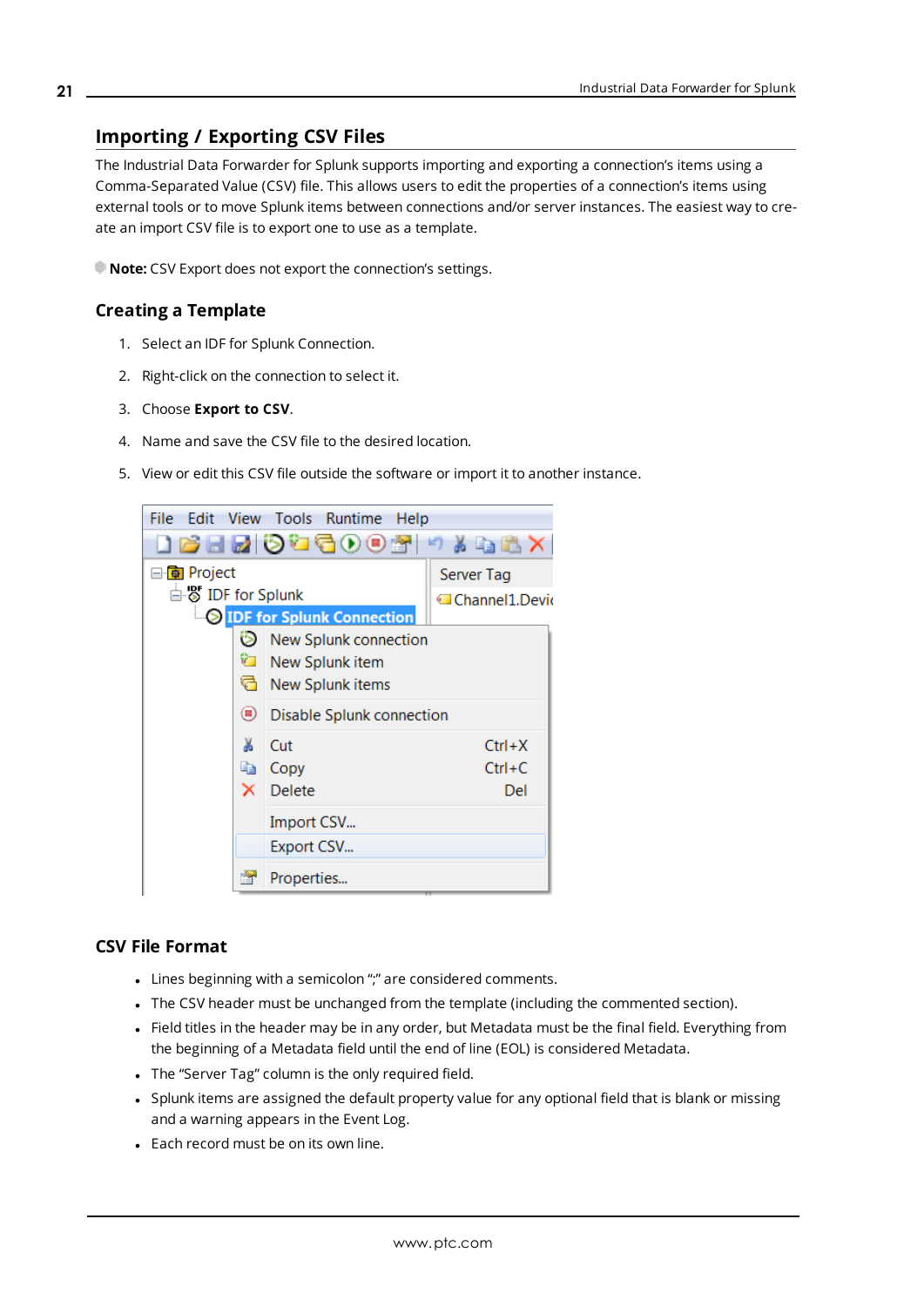## Importing / Exporting CSV Files

The Industrial Data Forwarder for Splunk supports importing and exporting a connection's items using a Comma-Separated Value (CSV) file. This allows users to edit the properties of a connection's items using external tools or to move Splunk items between connections and/or server instances. The easiest way to create an import CSV file is to export one to use as a template.

**Note:** CSV Export does not export the connection's settings.

### Creating a Template

1. Select an IDF for Splunk Connection.
2. Right-click on the connection to select it.
3. Choose **Export to CSV**.
4. Name and save the CSV file to the desired location.
5. View or edit this CSV file outside the software or import it to another instance.

### CSV File Format

- Lines beginning with a semicolon ";" are considered comments.
- The CSV header must be unchanged from the template (including the commented section).
- Field titles in the header may be in any order, but Metadata must be the final field. Everything from the beginning of a Metadata field until the end of line (EOL) is considered Metadata.
- The "Server Tag" column is the only required field.
- Splunk items are assigned the default property value for any optional field that is blank or missing and a warning appears in the Event Log.
- Each record must be on its own line.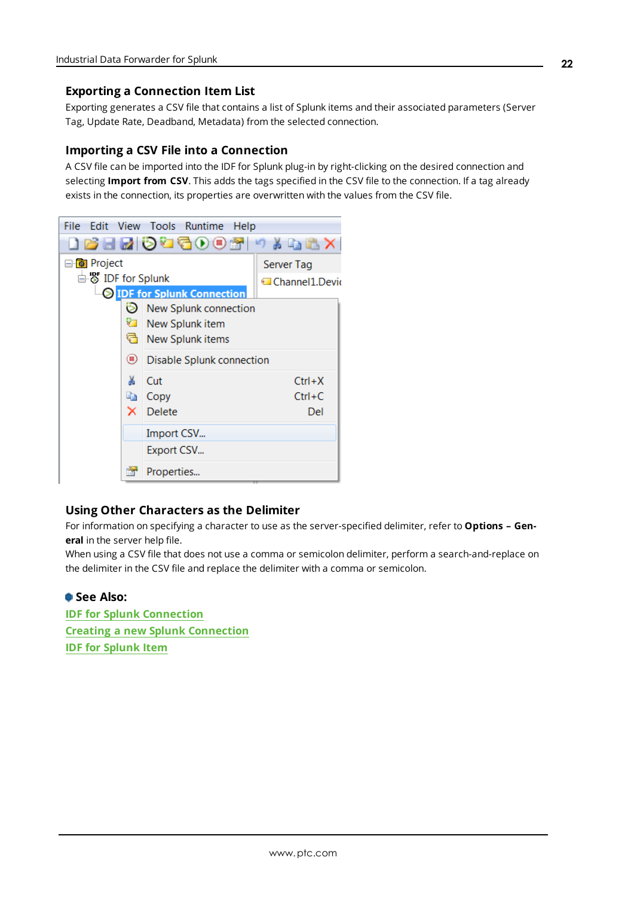### Exporting a Connection Item List

Exporting generates a CSV file that contains a list of Splunk items and their associated parameters (Server Tag, Update Rate, Deadband, Metadata) from the selected connection.

### Importing a CSV File into a Connection

A CSV file can be imported into the IDF for Splunk plug-in by right-clicking on the desired connection and selecting **Import from CSV**. This adds the tags specified in the CSV file to the connection. If a tag already exists in the connection, its properties are overwritten with the values from the CSV file.

### Using Other Characters as the Delimiter

For information on specifying a character to use as the server-specified delimiter, refer to **Options – General** in the server help file.

When using a CSV file that does not use a comma or semicolon delimiter, perform a search-and-replace on the delimiter in the CSV file and replace the delimiter with a comma or semicolon.

**See Also:**

IDF for Splunk Connection

Creating a new Splunk Connection

IDF for Splunk Item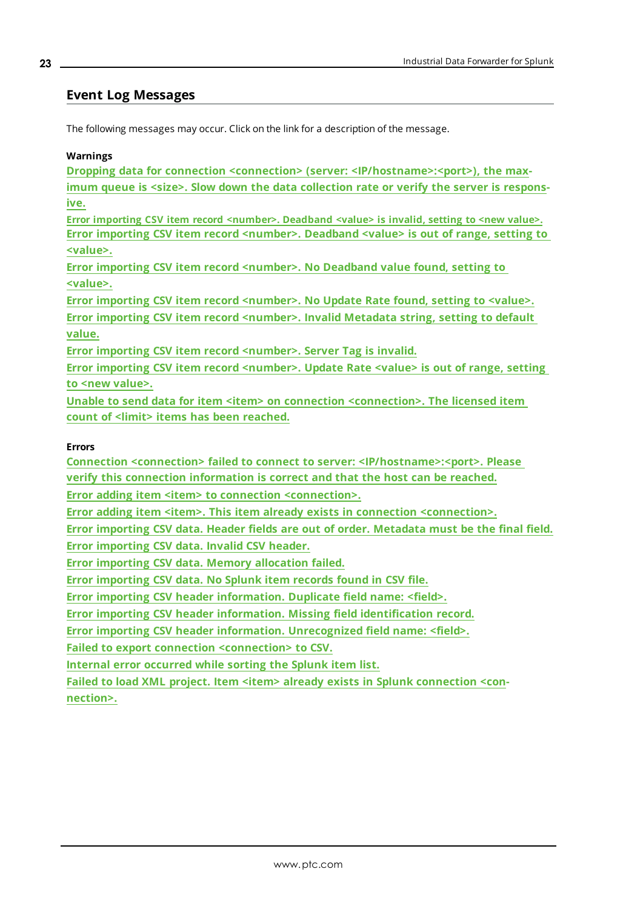## Event Log Messages

The following messages may occur. Click on the link for a description of the message.

**Warnings**

**Dropping data for connection <connection> (server: <IP/hostname>:<port>), the maximum queue is <size>. Slow down the data collection rate or verify the server is responsive.**
**Error importing CSV item record <number>. Deadband <value> is invalid, setting to <new value>.**
**Error importing CSV item record <number>. Deadband <value> is out of range, setting to <value>.**
**Error importing CSV item record <number>. No Deadband value found, setting to <value>.**
**Error importing CSV item record <number>. No Update Rate found, setting to <value>.**
**Error importing CSV item record <number>. Invalid Metadata string, setting to default value.**
**Error importing CSV item record <number>. Server Tag is invalid.**
**Error importing CSV item record <number>. Update Rate <value> is out of range, setting to <new value>.**
**Unable to send data for item <item> on connection <connection>. The licensed item count of <limit> items has been reached.**

**Errors**

**Connection <connection> failed to connect to server: <IP/hostname>:<port>. Please verify this connection information is correct and that the host can be reached.**
**Error adding item <item> to connection <connection>.**
**Error adding item <item>. This item already exists in connection <connection>.**
**Error importing CSV data. Header fields are out of order. Metadata must be the final field.**
**Error importing CSV data. Invalid CSV header.**
**Error importing CSV data. Memory allocation failed.**
**Error importing CSV data. No Splunk item records found in CSV file.**
**Error importing CSV header information. Duplicate field name: <field>.**
**Error importing CSV header information. Missing field identification record.**
**Error importing CSV header information. Unrecognized field name: <field>.**
**Failed to export connection <connection> to CSV.**
**Internal error occurred while sorting the Splunk item list.**
**Failed to load XML project. Item <item> already exists in Splunk connection <connection>.**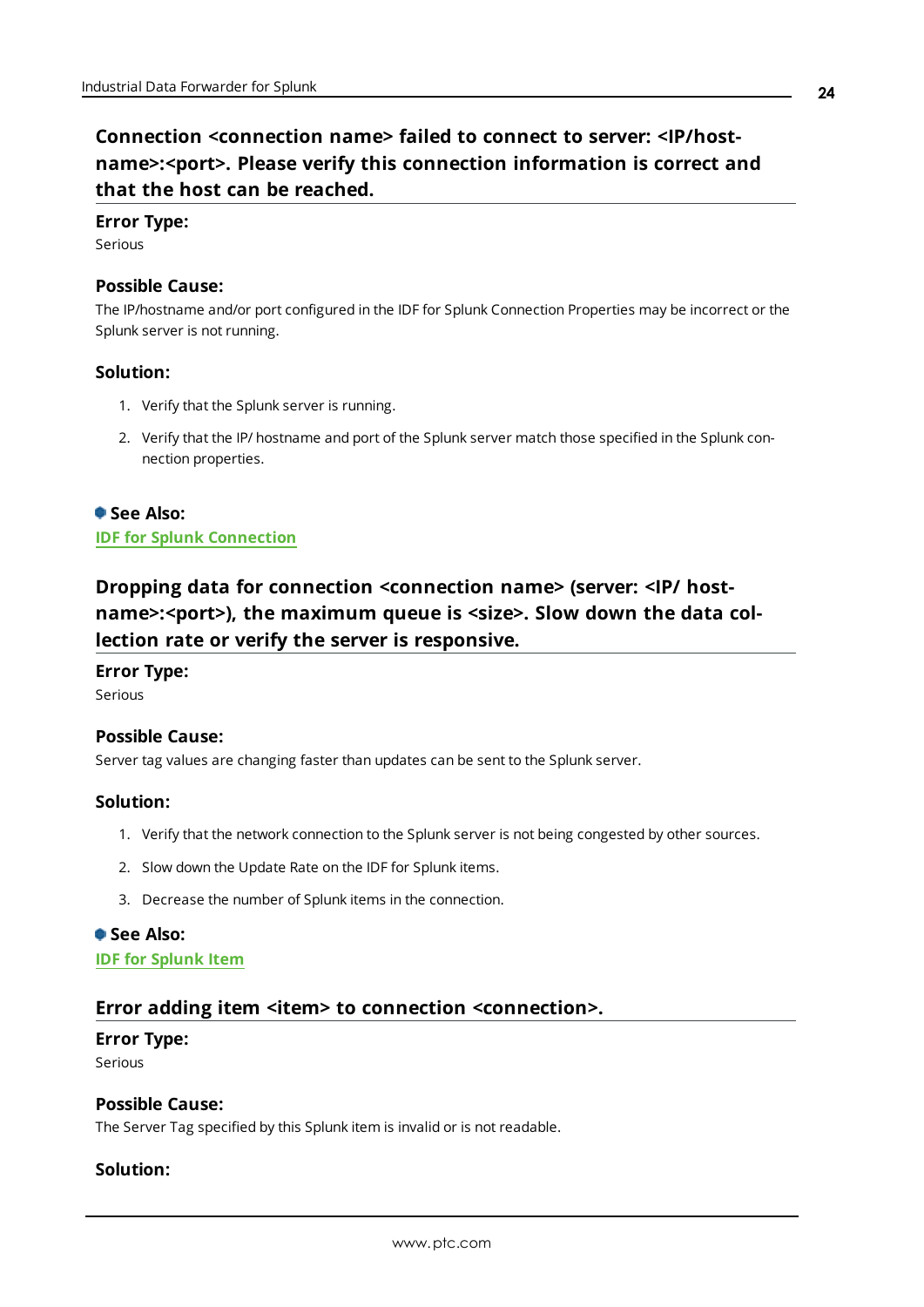### Connection <connection name> failed to connect to server: <IP/hostname>:<port>. Please verify this connection information is correct and that the host can be reached.

**Error Type:**
Serious

**Possible Cause:**
The IP/hostname and/or port configured in the IDF for Splunk Connection Properties may be incorrect or the Splunk server is not running.

**Solution:**

1. Verify that the Splunk server is running.
2. Verify that the IP/ hostname and port of the Splunk server match those specified in the Splunk connection properties.

**See Also:**
IDF for Splunk Connection

### Dropping data for connection <connection name> (server: <IP/ hostname>:<port>), the maximum queue is <size>. Slow down the data collection rate or verify the server is responsive.

**Error Type:**
Serious

**Possible Cause:**
Server tag values are changing faster than updates can be sent to the Splunk server.

**Solution:**

1. Verify that the network connection to the Splunk server is not being congested by other sources.
2. Slow down the Update Rate on the IDF for Splunk items.
3. Decrease the number of Splunk items in the connection.

**See Also:**
IDF for Splunk Item

### Error adding item <item> to connection <connection>.

**Error Type:**
Serious

**Possible Cause:**
The Server Tag specified by this Splunk item is invalid or is not readable.

**Solution:**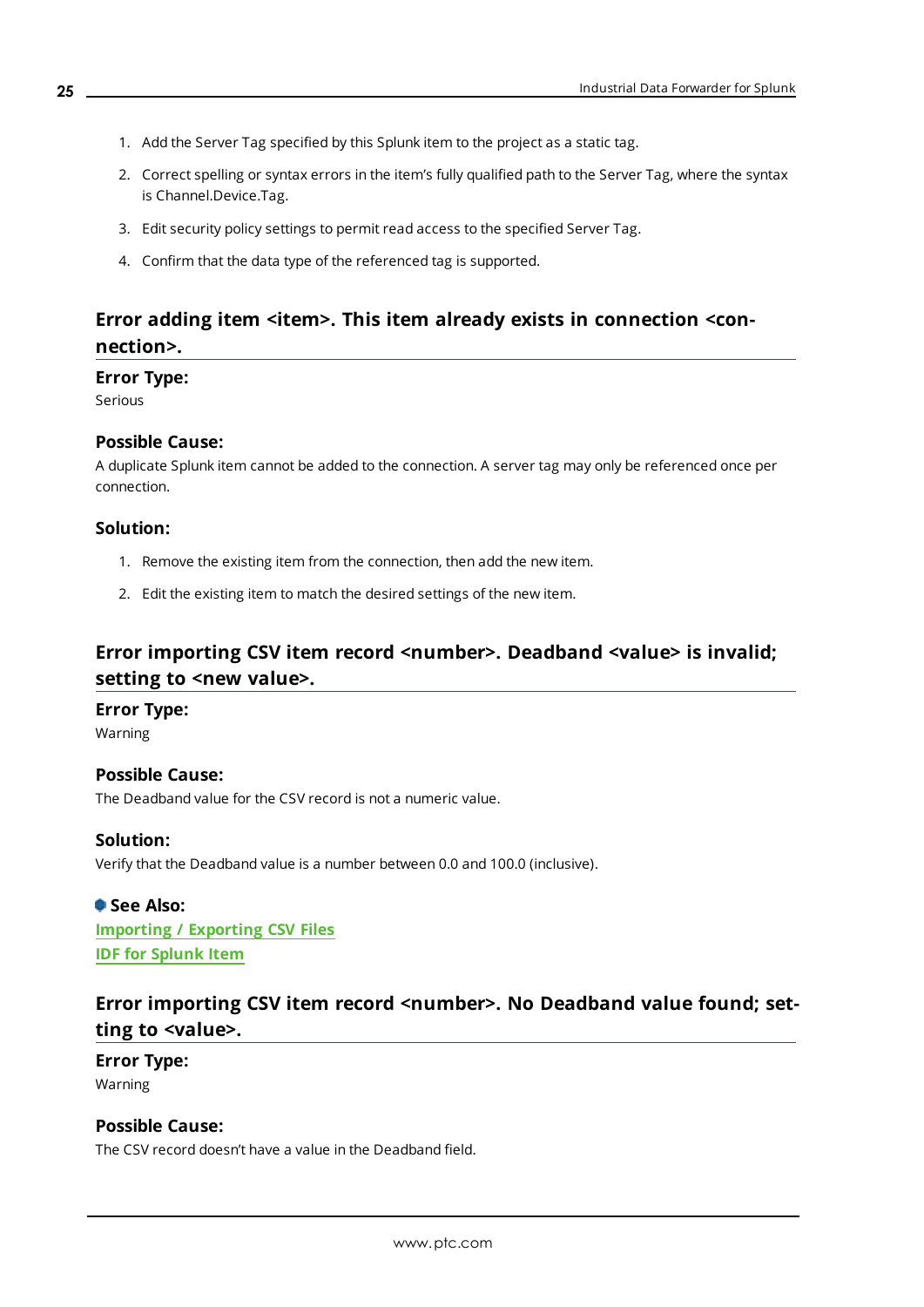1. Add the Server Tag specified by this Splunk item to the project as a static tag.
2. Correct spelling or syntax errors in the item's fully qualified path to the Server Tag, where the syntax is Channel.Device.Tag.
3. Edit security policy settings to permit read access to the specified Server Tag.
4. Confirm that the data type of the referenced tag is supported.

## Error adding item <item>. This item already exists in connection <connection>.

### Error Type:
Serious

### Possible Cause:
A duplicate Splunk item cannot be added to the connection. A server tag may only be referenced once per connection.

### Solution:
1. Remove the existing item from the connection, then add the new item.
2. Edit the existing item to match the desired settings of the new item.

## Error importing CSV item record <number>. Deadband <value> is invalid; setting to <new value>.

### Error Type:
Warning

### Possible Cause:
The Deadband value for the CSV record is not a numeric value.

### Solution:
Verify that the Deadband value is a number between 0.0 and 100.0 (inclusive).

**See Also:**
Importing / Exporting CSV Files
IDF for Splunk Item

## Error importing CSV item record <number>. No Deadband value found; setting to <value>.

### Error Type:
Warning

### Possible Cause:
The CSV record doesn't have a value in the Deadband field.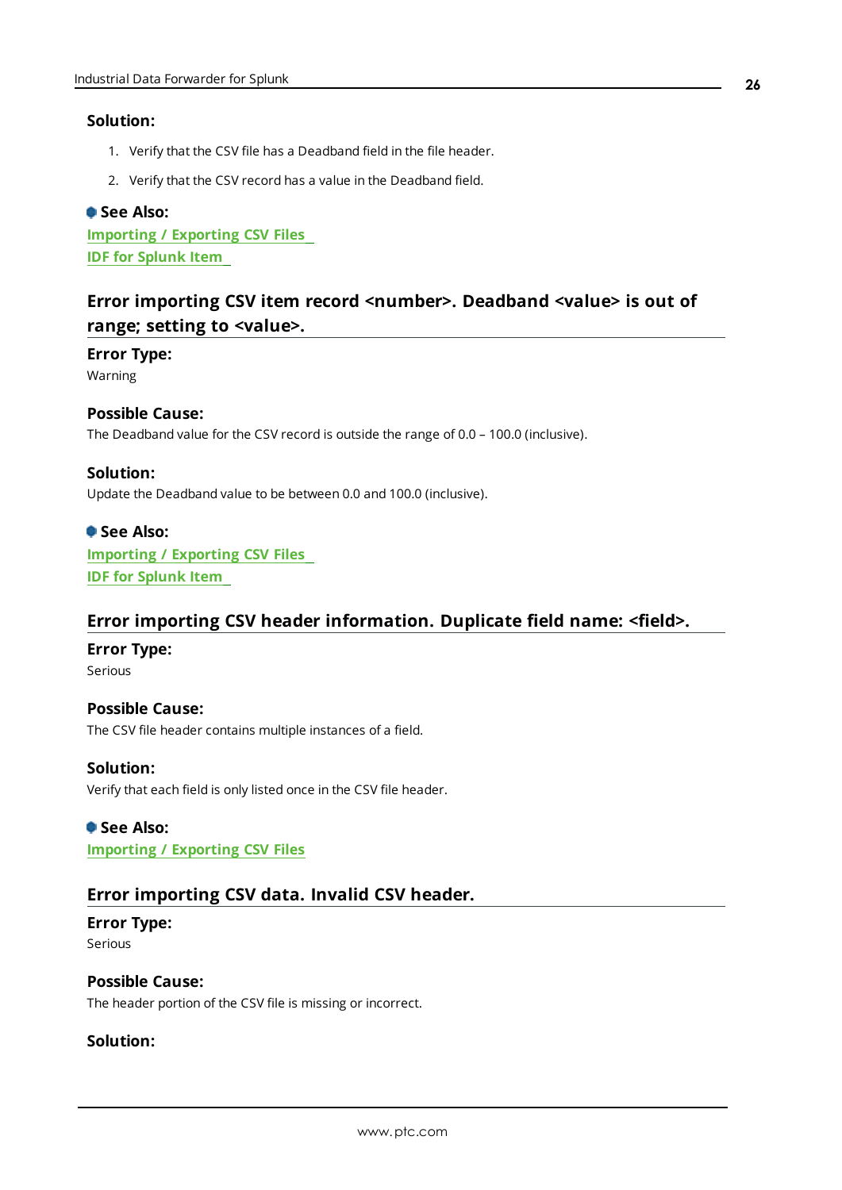**Solution:**

1. Verify that the CSV file has a Deadband field in the file header.
2. Verify that the CSV record has a value in the Deadband field.

**See Also:**
Importing / Exporting CSV Files
IDF for Splunk Item

## Error importing CSV item record <number>. Deadband <value> is out of range; setting to <value>.

**Error Type:**
Warning

**Possible Cause:**
The Deadband value for the CSV record is outside the range of 0.0 – 100.0 (inclusive).

**Solution:**
Update the Deadband value to be between 0.0 and 100.0 (inclusive).

**See Also:**
Importing / Exporting CSV Files
IDF for Splunk Item

## Error importing CSV header information. Duplicate field name: <field>.

**Error Type:**
Serious

**Possible Cause:**
The CSV file header contains multiple instances of a field.

**Solution:**
Verify that each field is only listed once in the CSV file header.

**See Also:**
Importing / Exporting CSV Files

## Error importing CSV data. Invalid CSV header.

**Error Type:**
Serious

**Possible Cause:**
The header portion of the CSV file is missing or incorrect.

**Solution:**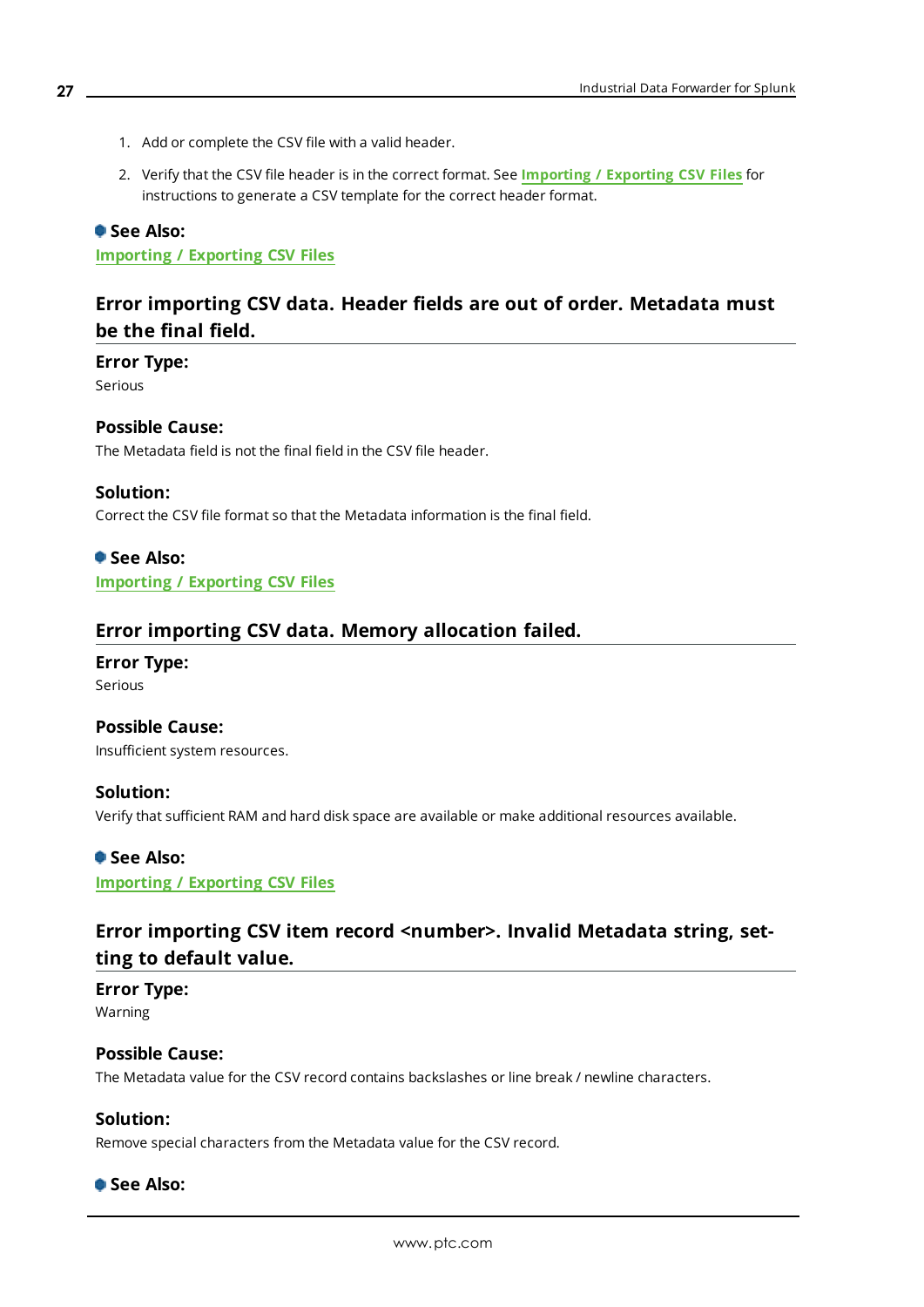1. Add or complete the CSV file with a valid header.
2. Verify that the CSV file header is in the correct format. See **Importing / Exporting CSV Files** for instructions to generate a CSV template for the correct header format.

**See Also:**
**Importing / Exporting CSV Files**

## Error importing CSV data. Header fields are out of order. Metadata must be the final field.

**Error Type:**
Serious

**Possible Cause:**
The Metadata field is not the final field in the CSV file header.

**Solution:**
Correct the CSV file format so that the Metadata information is the final field.

**See Also:**
**Importing / Exporting CSV Files**

## Error importing CSV data. Memory allocation failed.

**Error Type:**
Serious

**Possible Cause:**
Insufficient system resources.

**Solution:**
Verify that sufficient RAM and hard disk space are available or make additional resources available.

**See Also:**
**Importing / Exporting CSV Files**

## Error importing CSV item record <number>. Invalid Metadata string, setting to default value.

**Error Type:**
Warning

**Possible Cause:**
The Metadata value for the CSV record contains backslashes or line break / newline characters.

**Solution:**
Remove special characters from the Metadata value for the CSV record.

**See Also:**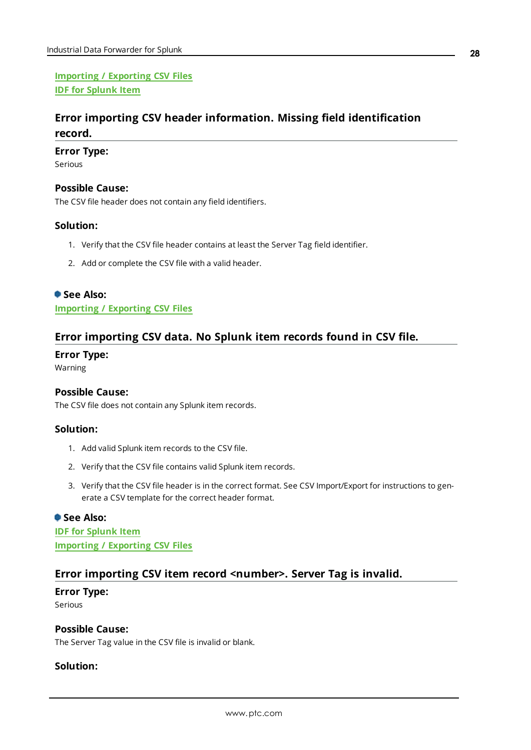[Importing / Exporting CSV Files](#)
[IDF for Splunk Item](#)

## Error importing CSV header information. Missing field identification record.

### Error Type:
Serious

### Possible Cause:
The CSV file header does not contain any field identifiers.

### Solution:

1. Verify that the CSV file header contains at least the Server Tag field identifier.
2. Add or complete the CSV file with a valid header.

### See Also:
[Importing / Exporting CSV Files](#)

## Error importing CSV data. No Splunk item records found in CSV file.

### Error Type:
Warning

### Possible Cause:
The CSV file does not contain any Splunk item records.

### Solution:

1. Add valid Splunk item records to the CSV file.
2. Verify that the CSV file contains valid Splunk item records.
3. Verify that the CSV file header is in the correct format. See CSV Import/Export for instructions to generate a CSV template for the correct header format.

### See Also:
[IDF for Splunk Item](#)
[Importing / Exporting CSV Files](#)

## Error importing CSV item record <number>. Server Tag is invalid.

### Error Type:
Serious

### Possible Cause:
The Server Tag value in the CSV file is invalid or blank.

### Solution: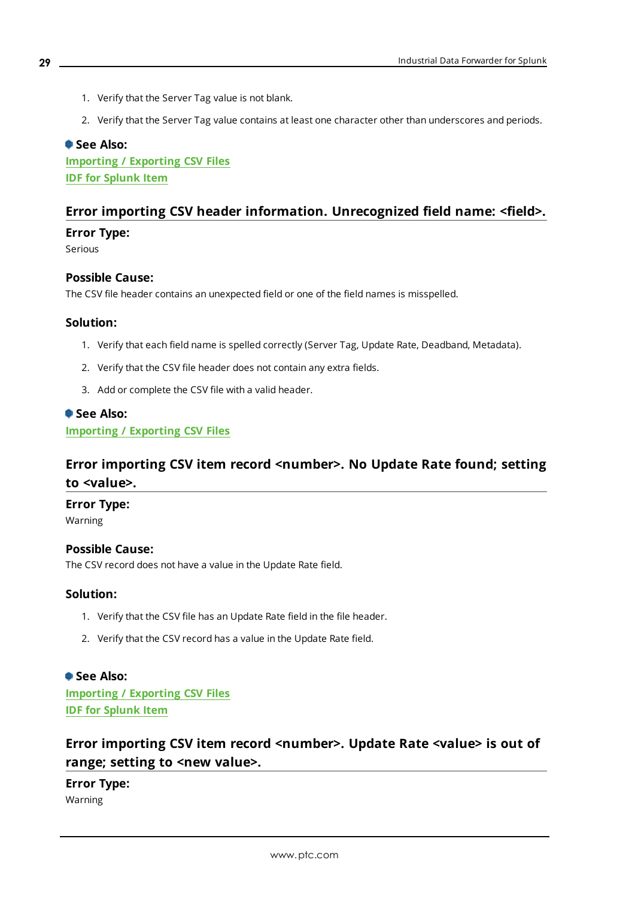1. Verify that the Server Tag value is not blank.
2. Verify that the Server Tag value contains at least one character other than underscores and periods.

**See Also:**
Importing / Exporting CSV Files
IDF for Splunk Item

## Error importing CSV header information. Unrecognized field name: <field>.

**Error Type:**
Serious

**Possible Cause:**
The CSV file header contains an unexpected field or one of the field names is misspelled.

**Solution:**

1. Verify that each field name is spelled correctly (Server Tag, Update Rate, Deadband, Metadata).
2. Verify that the CSV file header does not contain any extra fields.
3. Add or complete the CSV file with a valid header.

**See Also:**
Importing / Exporting CSV Files

## Error importing CSV item record <number>. No Update Rate found; setting to <value>.

**Error Type:**
Warning

**Possible Cause:**
The CSV record does not have a value in the Update Rate field.

**Solution:**

1. Verify that the CSV file has an Update Rate field in the file header.
2. Verify that the CSV record has a value in the Update Rate field.

**See Also:**
Importing / Exporting CSV Files
IDF for Splunk Item

## Error importing CSV item record <number>. Update Rate <value> is out of range; setting to <new value>.

**Error Type:**
Warning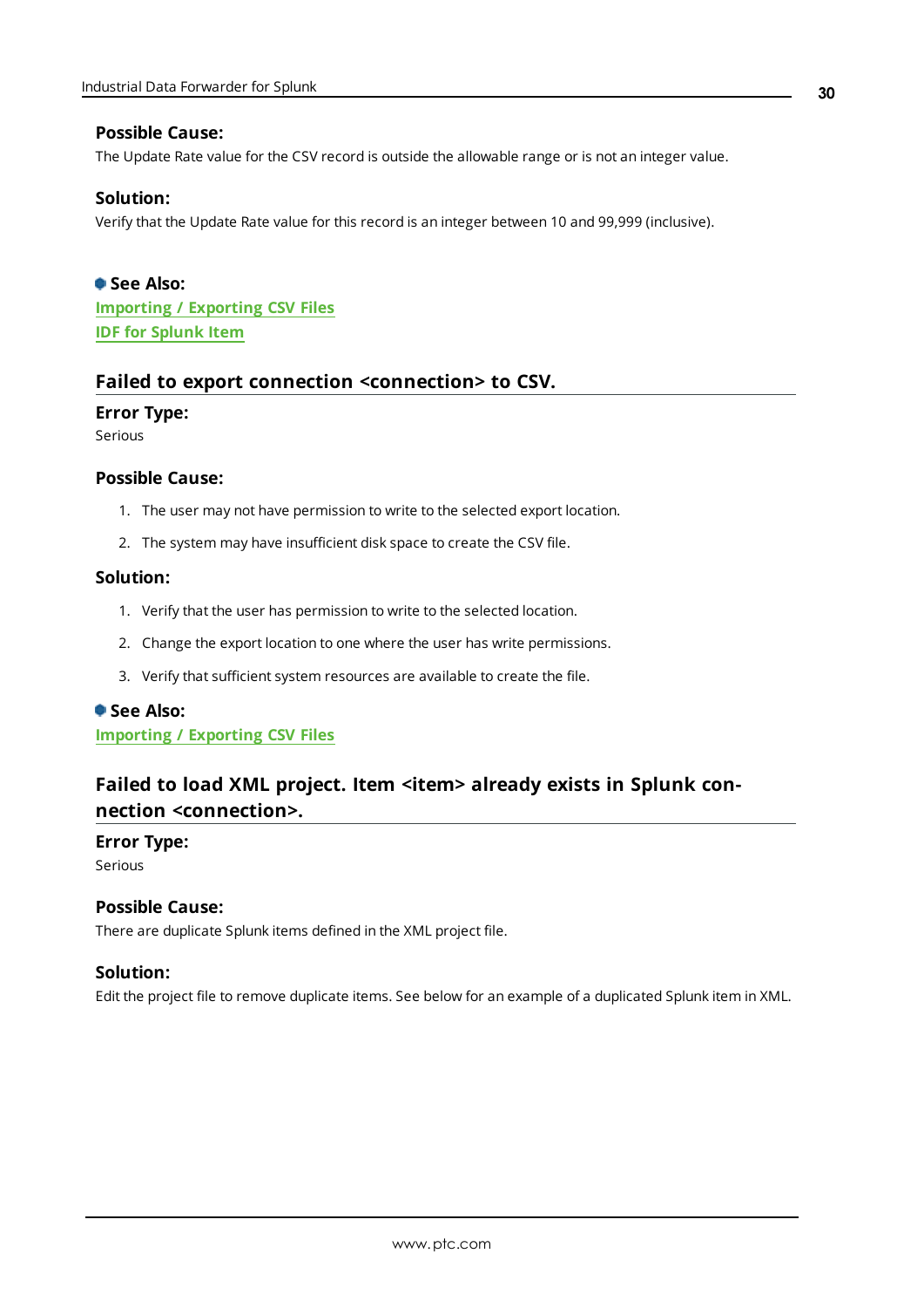#### Possible Cause:

The Update Rate value for the CSV record is outside the allowable range or is not an integer value.

#### Solution:

Verify that the Update Rate value for this record is an integer between 10 and 99,999 (inclusive).

**See Also:**

Importing / Exporting CSV Files

IDF for Splunk Item

### Failed to export connection <connection> to CSV.

#### Error Type:

Serious

#### Possible Cause:

1. The user may not have permission to write to the selected export location.
2. The system may have insufficient disk space to create the CSV file.

#### Solution:

1. Verify that the user has permission to write to the selected location.
2. Change the export location to one where the user has write permissions.
3. Verify that sufficient system resources are available to create the file.

**See Also:**

Importing / Exporting CSV Files

### Failed to load XML project. Item <item> already exists in Splunk connection <connection>.

#### Error Type:

Serious

#### Possible Cause:

There are duplicate Splunk items defined in the XML project file.

#### Solution:

Edit the project file to remove duplicate items. See below for an example of a duplicated Splunk item in XML.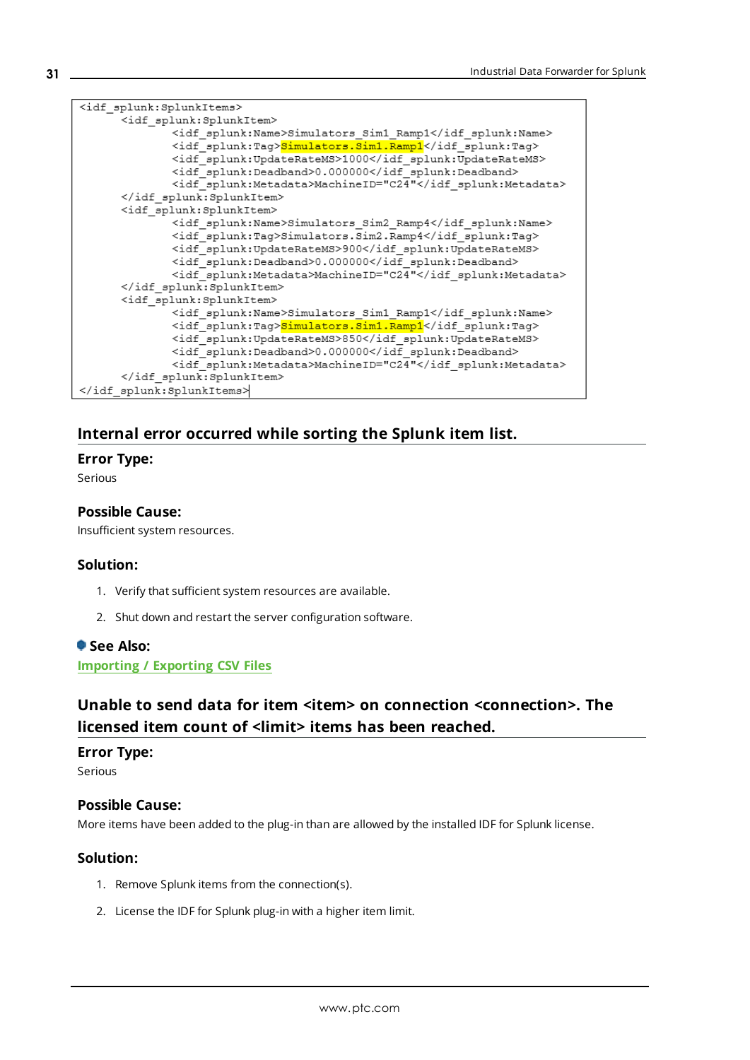```
<idf_splunk:SplunkItems>
      <idf_splunk:SplunkItem>
            <idf_splunk:Name>Simulators_Sim1_Ramp1</idf_splunk:Name>
            <idf_splunk:Tag>Simulators.Sim1.Ramp1</idf_splunk:Tag>
            <idf_splunk:UpdateRateMS>1000</idf_splunk:UpdateRateMS>
            <idf_splunk:Deadband>0.000000</idf_splunk:Deadband>
            <idf_splunk:Metadata>MachineID="C24"</idf_splunk:Metadata>
      </idf_splunk:SplunkItem>
      <idf_splunk:SplunkItem>
            <idf_splunk:Name>Simulators_Sim2_Ramp4</idf_splunk:Name>
            <idf_splunk:Tag>Simulators.Sim2.Ramp4</idf_splunk:Tag>
            <idf_splunk:UpdateRateMS>900</idf_splunk:UpdateRateMS>
            <idf_splunk:Deadband>0.000000</idf_splunk:Deadband>
            <idf_splunk:Metadata>MachineID="C24"</idf_splunk:Metadata>
      </idf_splunk:SplunkItem>
      <idf_splunk:SplunkItem>
            <idf_splunk:Name>Simulators_Sim1_Ramp1</idf_splunk:Name>
            <idf_splunk:Tag>Simulators.Sim1.Ramp1</idf_splunk:Tag>
            <idf_splunk:UpdateRateMS>850</idf_splunk:UpdateRateMS>
            <idf_splunk:Deadband>0.000000</idf_splunk:Deadband>
            <idf_splunk:Metadata>MachineID="C24"</idf_splunk:Metadata>
      </idf_splunk:SplunkItem>
</idf_splunk:SplunkItems>
```

## Internal error occurred while sorting the Splunk item list.

### Error Type:

Serious

### Possible Cause:

Insufficient system resources.

### Solution:

1. Verify that sufficient system resources are available.
2. Shut down and restart the server configuration software.

### See Also:

Importing / Exporting CSV Files

## Unable to send data for item <item> on connection <connection>. The licensed item count of <limit> items has been reached.

### Error Type:

Serious

### Possible Cause:

More items have been added to the plug-in than are allowed by the installed IDF for Splunk license.

### Solution:

1. Remove Splunk items from the connection(s).
2. License the IDF for Splunk plug-in with a higher item limit.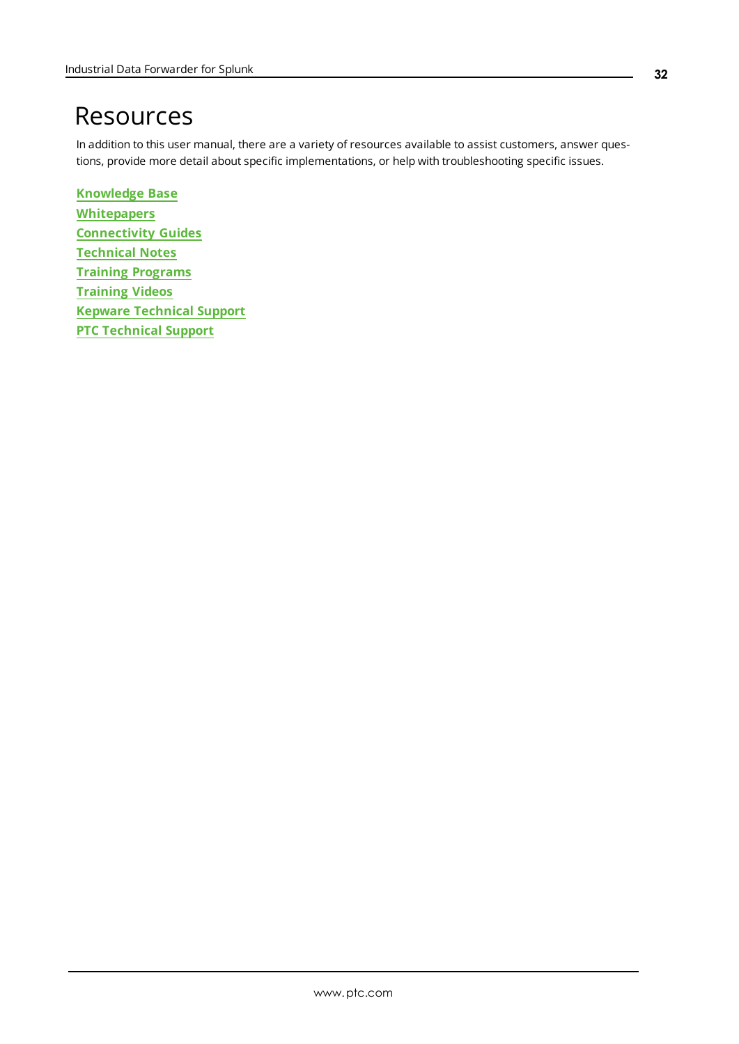# Resources

In addition to this user manual, there are a variety of resources available to assist customers, answer questions, provide more detail about specific implementations, or help with troubleshooting specific issues.

**Knowledge Base**
**Whitepapers**
**Connectivity Guides**
**Technical Notes**
**Training Programs**
**Training Videos**
**Kepware Technical Support**
**PTC Technical Support**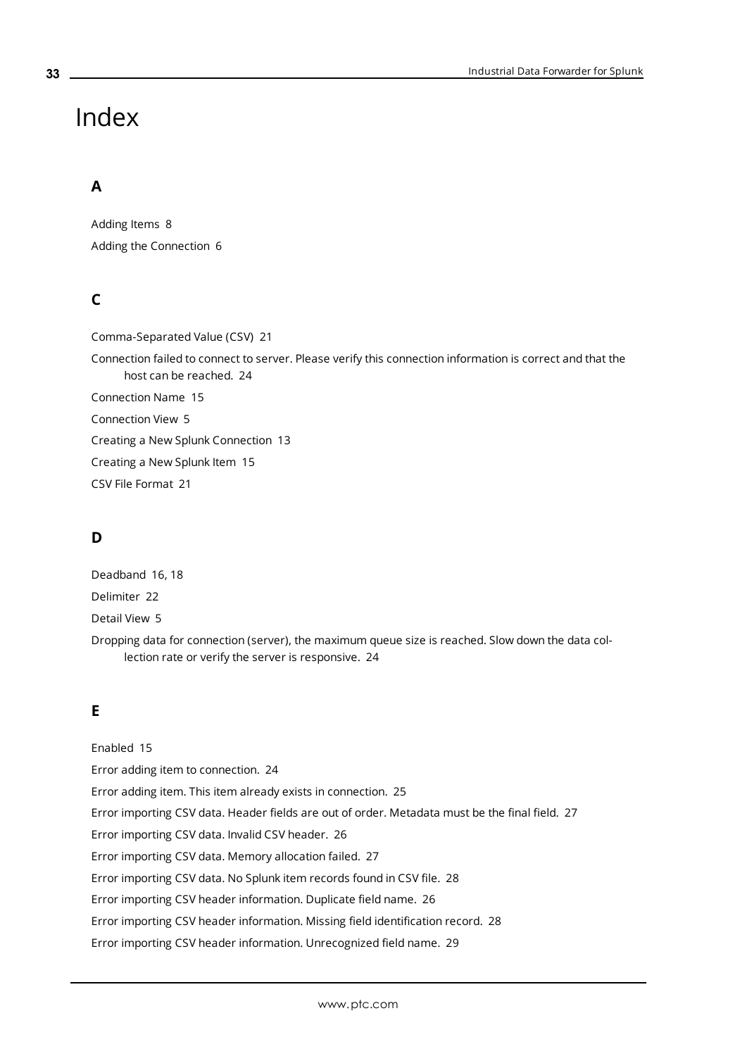# Index

## A

Adding Items 8

Adding the Connection 6

## C

Comma-Separated Value (CSV) 21

Connection failed to connect to server. Please verify this connection information is correct and that the host can be reached. 24

Connection Name 15

Connection View 5

Creating a New Splunk Connection 13

Creating a New Splunk Item 15

CSV File Format 21

## D

Deadband 16, 18

Delimiter 22

Detail View 5

Dropping data for connection (server), the maximum queue size is reached. Slow down the data collection rate or verify the server is responsive. 24

## E

Enabled 15

Error adding item to connection. 24

Error adding item. This item already exists in connection. 25

Error importing CSV data. Header fields are out of order. Metadata must be the final field. 27

Error importing CSV data. Invalid CSV header. 26

Error importing CSV data. Memory allocation failed. 27

Error importing CSV data. No Splunk item records found in CSV file. 28

Error importing CSV header information. Duplicate field name. 26

Error importing CSV header information. Missing field identification record. 28

Error importing CSV header information. Unrecognized field name. 29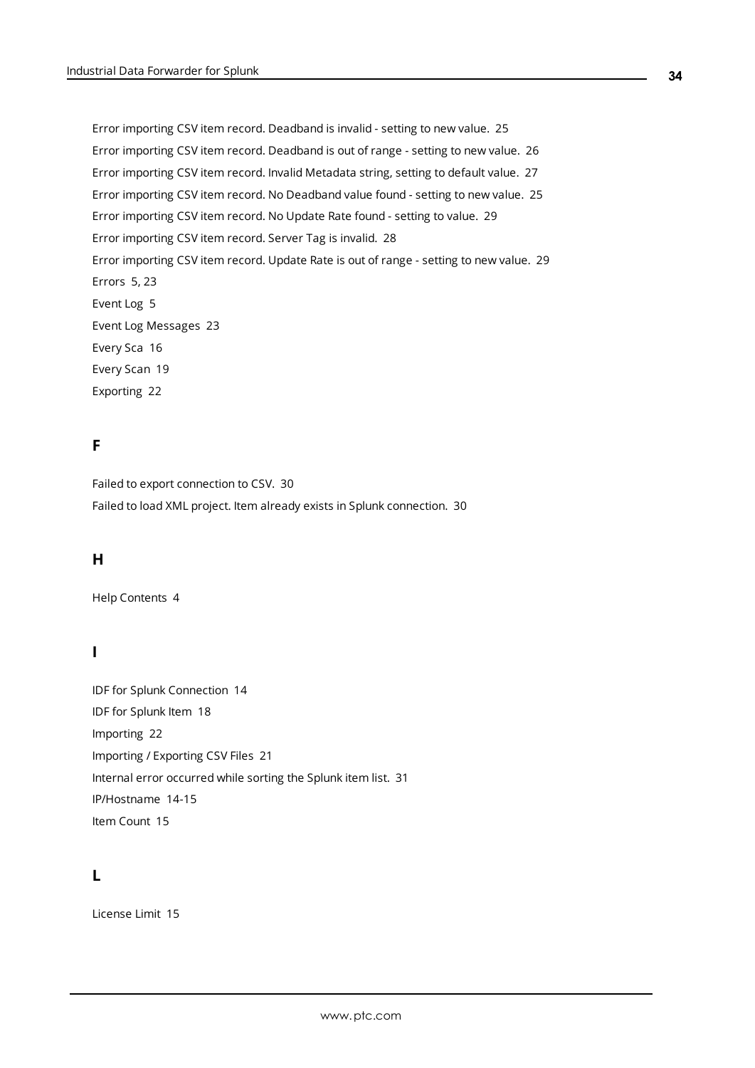Error importing CSV item record. Deadband is invalid - setting to new value. 25

Error importing CSV item record. Deadband is out of range - setting to new value. 26

Error importing CSV item record. Invalid Metadata string, setting to default value. 27

Error importing CSV item record. No Deadband value found - setting to new value. 25

Error importing CSV item record. No Update Rate found - setting to value. 29

Error importing CSV item record. Server Tag is invalid. 28

Error importing CSV item record. Update Rate is out of range - setting to new value. 29

Errors 5, 23

Event Log 5

Event Log Messages 23

Every Sca 16

Every Scan 19

Exporting 22

## F

Failed to export connection to CSV. 30

Failed to load XML project. Item already exists in Splunk connection. 30

## H

Help Contents 4

## I

IDF for Splunk Connection 14

IDF for Splunk Item 18

Importing 22

Importing / Exporting CSV Files 21

Internal error occurred while sorting the Splunk item list. 31

IP/Hostname 14-15

Item Count 15

## L

License Limit 15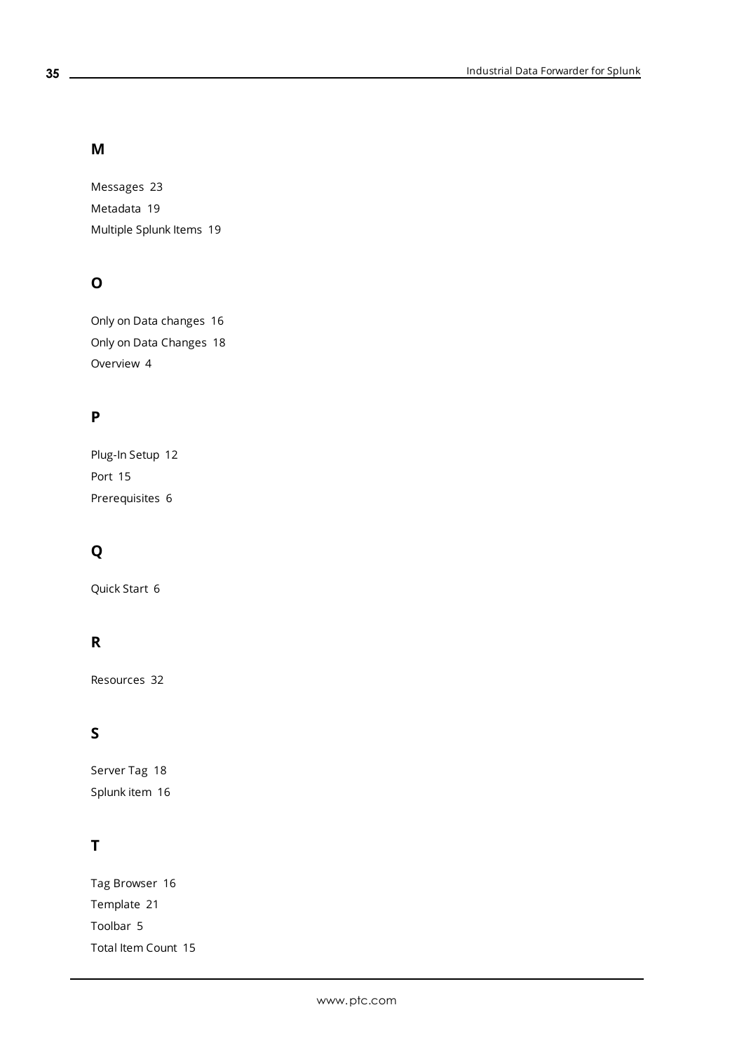## M

Messages 23

Metadata 19

Multiple Splunk Items 19

## O

Only on Data changes 16

Only on Data Changes 18

Overview 4

## P

Plug-In Setup 12

Port 15

Prerequisites 6

## Q

Quick Start 6

## R

Resources 32

## S

Server Tag 18

Splunk item 16

## T

Tag Browser 16

Template 21

Toolbar 5

Total Item Count 15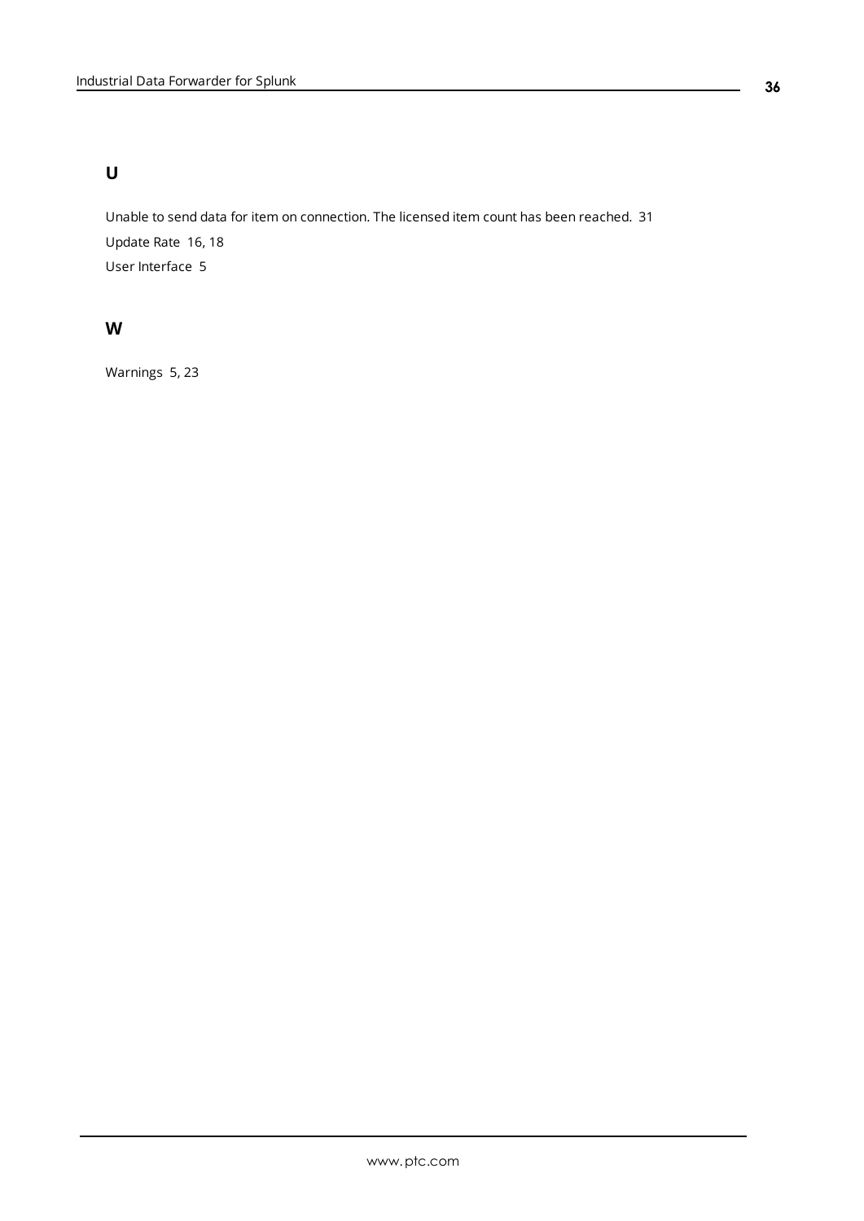## U

Unable to send data for item on connection. The licensed item count has been reached. 31

Update Rate 16, 18

User Interface 5

## W

Warnings 5, 23